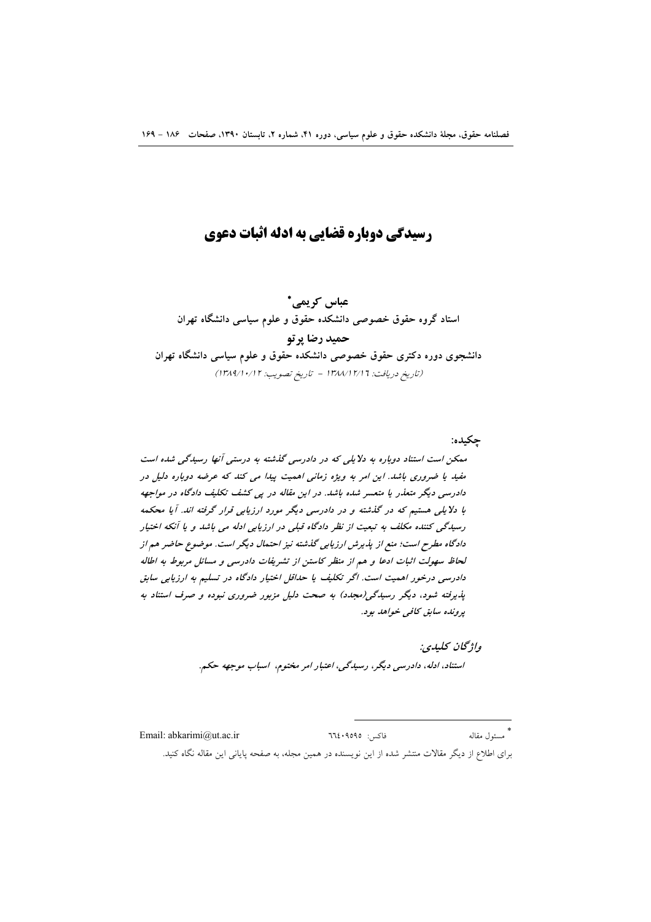# رسیدگی دوباره قضایی به ادله اثبات دعوی

**عباس کریمی***

**استاد گروه حقوق خصوصی دانشکده حقوق و علوم سیاسی دانشگاه تهران**

**حمید رضا پرتو**

**دانشجوی دوره دکتری حقوق خصوصی دانشکده حقوق و علوم سیاسی دانشگاه تهران**

(تاریخ دریافت: ۱۳۸۸/۱۲/۱۶ - تاریخ تصویب: ۱۳۸۹/۱۰/۱۲)

**چکیده:**

***ممکن است استناد دوباره به دلایلی که در دادرسی گذشته به درستی آنها رسیدگی شده است مفید یا ضروری باشد. این امر به ویژه زمانی اهمیت پیدا می کند که عرضه دوباره دلیل در دادرسی دیگر متعذر یا متعسر شده باشد. در این مقاله در پی کشف تکلیف دادگاه در مواجهه با دلایلی هستیم که در گذشته و در دادرسی دیگر مورد ارزیابی قرار گرفته اند. آیا محکمه رسیدگی کننده مکلف به تبعیت از نظر دادگاه قبلی در ارزیابی ادله می باشد و یا آنکه اختیار دادگاه مطرح است؛ منع از پذیرش ارزیابی گذشته نیز احتمال دیگر است. موضوع حاضر هم از لحاظ سهولت اثبات ادعا و هم از منظر کاستن از تشریفات دادرسی و مسائل مربوط به اطاله دادرسی درخور اهمیت است. اگر تکلیف یا حداقل اختیار دادگاه در تسلیم به ارزیابی سابق پذیرفته شود، دیگر رسیدگی(مجدد) به صحت دلیل مزبور ضروری نبوده و صرف استناد به پرونده سابق کافی خواهد بود.***

***واژگان کلیدی:***

***استناد، ادله، دادرسی دیگر، رسیدگی، اعتبار امر مختوم، اسباب موجهه حکم.***

---

* مسئول مقاله &nbsp;&nbsp;&nbsp; فاکس: ۶۶۴۰۹۵۹۵ &nbsp;&nbsp;&nbsp; Email: abkarimi@ut.ac.ir

برای اطلاع از دیگر مقالات منتشر شده از این نویسنده در همین مجله، به صفحه پایانی این مقاله نگاه کنید.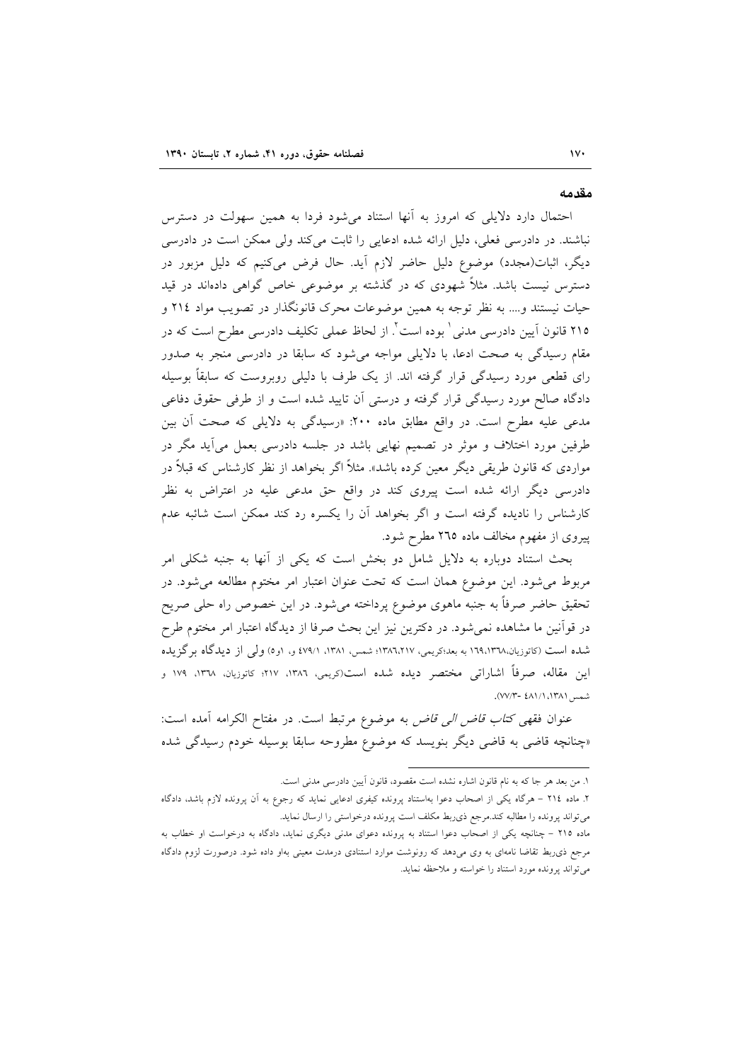## مقدمه

احتمال دارد دلایلی که امروز به آنها استناد می‌شود فردا به همین سهولت در دسترس نباشند. در دادرسی فعلی، دلیل ارائه شده ادعایی را ثابت می‌کند ولی ممکن است در دادرسی دیگر، اثبات(مجدد) موضوع دلیل حاضر لازم آید. حال فرض می‌کنیم که دلیل مزبور در دسترس نیست باشد. مثلاً شهودی که در گذشته بر موضوعی خاص گواهی داده‌اند در قید حیات نیستند و.... به نظر توجه به همین موضوعات محرک قانونگذار در تصویب مواد ۲۱۴ و ۲۱۵ قانون آیین دادرسی مدنی[1] بوده است[2]. از لحاظ عملی تکلیف دادرسی مطرح است که در مقام رسیدگی به صحت ادعا، با دلایلی مواجه می‌شود که سابقا در دادرسی منجر به صدور رای قطعی مورد رسیدگی قرار گرفته اند. از یک طرف با دلیلی روبروست که سابقاً بوسیله دادگاه صالح مورد رسیدگی قرار گرفته و درستی آن تایید شده است و از طرفی حقوق دفاعی مدعی علیه مطرح است. در واقع مطابق ماده ۲۰۰: «رسیدگی به دلایلی که صحت آن بین طرفین مورد اختلاف و موثر در تصمیم نهایی باشد در جلسه دادرسی بعمل می‌آید مگر در مواردی که قانون طریقی دیگر معین کرده باشد». مثلاً اگر بخواهد از نظر کارشناس که قبلاً در دادرسی دیگر ارائه شده است پیروی کند در واقع حق مدعی علیه در اعتراض به نظر کارشناس را نادیده گرفته است و اگر بخواهد آن را یکسره رد کند ممکن است شائبه عدم پیروی از مفهوم مخالف ماده ۲۶۵ مطرح شود.

بحث استناد دوباره به دلایل شامل دو بخش است که یکی از آنها به جنبه شکلی امر مربوط می‌شود. این موضوع همان است که تحت عنوان اعتبار امر مختوم مطالعه می‌شود. در تحقیق حاضر صرفاً به جنبه ماهوی موضوع پرداخته می‌شود. در این خصوص راه حلی صریح در قوآنین ما مشاهده نمی‌شود. در دکترین نیز این بحث صرفا از دیدگاه اعتبار امر مختوم طرح شده است (کاتوزیان،۱۳٦۸،۱٦۹ به بعد؛کریمی، ۱۳۸٦،۲۱۷؛ شمس، ۱۳۸۱، ٤۷۹/۱ و، ۱و٥) ولی از دیدگاه برگزیده این مقاله، صرفاً اشاراتی مختصر دیده شده است(کریمی، ۱۳۸٦، ۲۱۷؛ کاتوزیان، ۱۳٦۸، ۱۷۹ و شمس ۱۳۸۱،٤۸۱/۱ -۷۷/۳).

عنوان فقهی *کتاب قاض الی قاض* به موضوع مرتبط است. در مفتاح الکرامه آمده است: «چنانچه قاضی به قاضی دیگر بنویسد که موضوع مطروحه سابقا بوسیله خودم رسیدگی شده

---

۱. من بعد هر جا که به نام قانون اشاره نشده است مقصود، قانون آیین دادرسی مدنی است.

۲. ماده ۲۱٤ – هرگاه یکی از اصحاب دعوا به‌استناد پرونده کیفری ادعایی نماید که رجوع به آن پرونده لازم باشد، دادگاه می‌تواند پرونده را مطالبه کند.مرجع ذی‌ربط مکلف است پرونده درخواستی را ارسال نماید.

ماده ۲۱٥ – چنانچه یکی از اصحاب دعوا استناد به پرونده دعوای مدنی دیگری نماید، دادگاه به درخواست او خطاب به مرجع ذی‌ربط تقاضا نامه‌ای به وی می‌دهد که رونوشت موارد استنادی درمدت معینی به‌او داده شود. درصورت لزوم دادگاه می‌تواند پرونده مورد استناد را خواسته و ملاحظه نماید.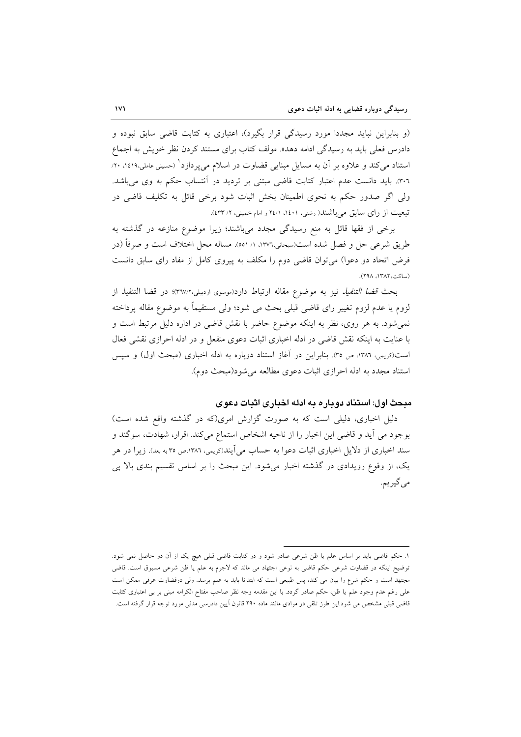(و بنابراین نباید مجددا مورد رسیدگی قرار بگیرد)، اعتباری به کتابت قاضی سابق نبوده و دادرس فعلی باید به رسیدگی ادامه دهد». مولف کتاب برای مستند کردن نظر خویش به اجماع استناد می‌کند و علاوه بر آن به مسایل مبنایی قضاوت در اسلام می‌پردازد[1] (حسینی عاملی،۱٤۱۹، ۲۰/ ۳۰٦). باید دانست عدم اعتبار کتابت قاضی مبتنی بر تردید در انتساب حکم به وی می‌باشد. ولی اگر صدور حکم به نحوی اطمینان بخش اثبات شود برخی قائل به تکلیف قاضی در تبعیت از رای سابق می‌باشند( رشتی، ۱٤۰۱، ۲٤/۱ و امام خمینی، ۲/ ٤۳۳).

برخی از فقها قائل به منع رسیدگی مجدد می‌باشند؛ زیرا موضوع منازعه در گذشته به طریق شرعی حل و فصل شده است(سبحانی،۱۳۷٦، ۱/ ۵۵۱). مساله محل اختلاف است و صرفاً (در فرض اتحاد دو دعوا) می‌توان قاضی دوم را مکلف به پیروی کامل از مفاد رای سابق دانست (ساکت،۱۳۸۲، ۲۹۸).

بحث *قضا التنفیذ* نیز به موضوع مقاله ارتباط دارد(موسوی اردبیلی،۳٦۷/۲)؛ در قضا التنفیذ از لزوم یا عدم لزوم تغییر رای قاضی قبلی بحث می شود؛ ولی مستقیماً به موضوع مقاله پرداخته نمی‌شود. به هر روی، نظر به اینکه موضوع حاضر با نقش قاضی در اداره دلیل مرتبط است و با عنایت به اینکه نقش قاضی در ادله اخباری اثبات دعوی منفعل و در ادله احرازی نقشی فعال است(کریمی، ۱۳۸٦، ص ۳۵). بنابراین در آغاز استناد دوباره به ادله اخباری (مبحث اول) و سپس استناد مجدد به ادله احرازی اثبات دعوی مطالعه می‌شود(مبحث دوم).

## مبحث اول: استناد دوباره به ادله اخباری اثبات دعوی

دلیل اخباری، دلیلی است که به صورت گزارش امری(که در گذشته واقع شده است) بوجود می آید و قاضی این اخبار را از ناحیه اشخاص استماع می‌کند. اقرار، شهادت، سوگند و سند اخباری از دلایل اخباری اثبات دعوا به حساب می‌آیند(کریمی، ۱۳۸٦،ص ۳۵ به بعد). زیرا در هر یک، از وقوع رویدادی در گذشته اخبار می‌شود. این مبحث را بر اساس تقسیم بندی بالا پی می‌گیریم.

---

[1] حکم قاضی باید بر اساس علم یا ظن شرعی صادر شود و در کتابت قاضی قبلی هیچ یک از آن دو حاصل نمی شود. توضیح اینکه در قضاوت شرعی حکم قاضی به نوعی اجتهاد می ماند که لاجرم به علم یا ظن شرعی مسبوق است. قاضی مجتهد است و حکم شرع را بیان می کند، پس طبیعی است که ابتدائا باید به علم برسد. ولی درقضاوت عرفی ممکن است علی رغم عدم وجود علم یا ظن، حکم صادر گردد. با این مقدمه وجه نظر صاحب مفتاح الکرامه مبنی بر بی اعتباری کتابت قاضی قبلی مشخص می شود.این طرز تلقی در موادی مانند ماده ۲۹۰ قانون آیین دادرسی مدنی مورد توجه قرار گرفته است.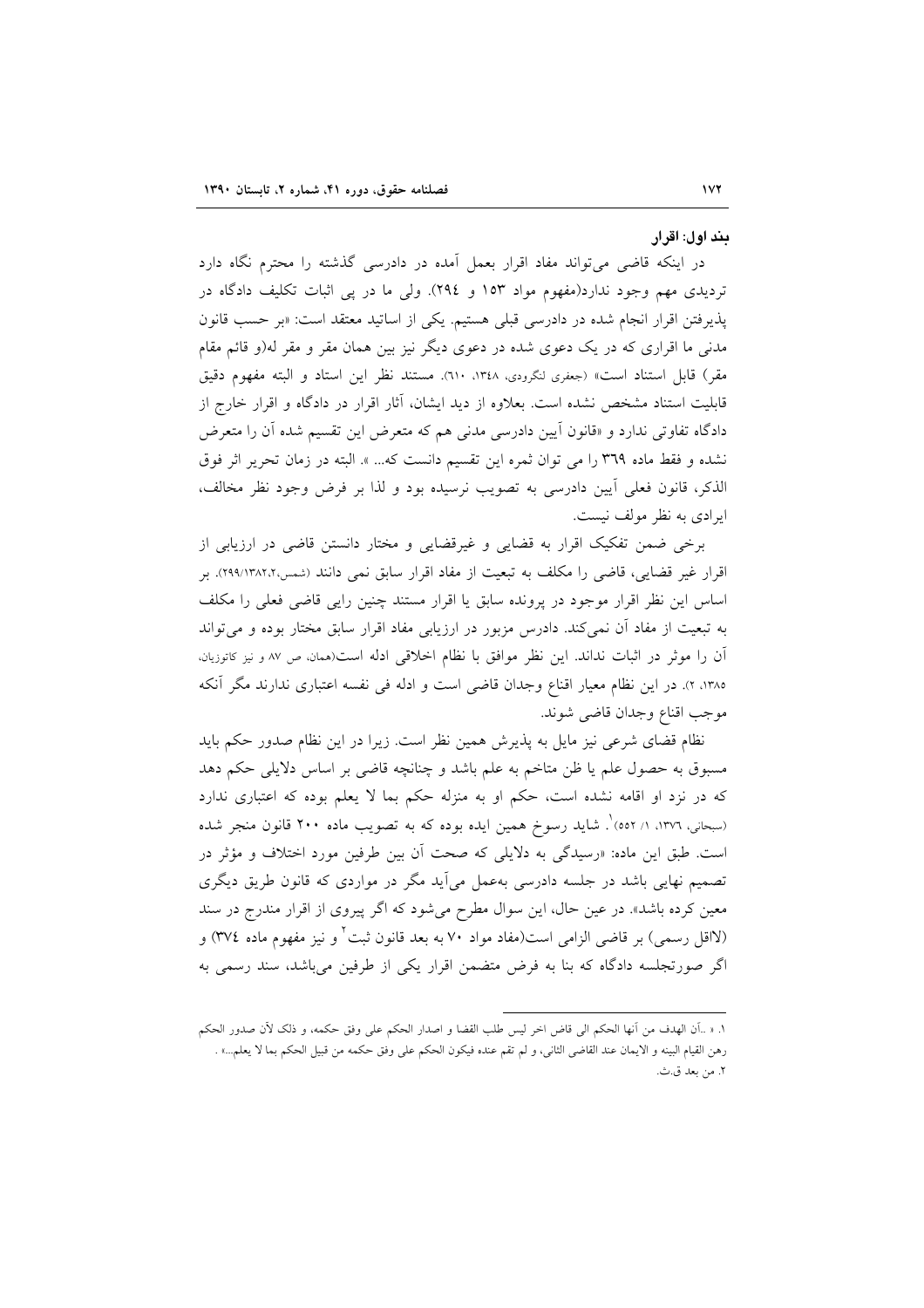#### بند اول: اقرار

در اینکه قاضی می‌تواند مفاد اقرار بعمل آمده در دادرسی گذشته را محترم نگاه دارد تردیدی مهم وجود ندارد(مفهوم مواد ۱۵۳ و ۲۹٤). ولی ما در پی اثبات تکلیف دادگاه در پذیرفتن اقرار انجام شده در دادرسی قبلی هستیم. یکی از اساتید معتقد است: «بر حسب قانون مدنی ما اقراری که در یک دعوی شده در دعوی دیگر نیز بین همان مقر و مقر له(و قائم مقام مقر) قابل استناد است» (جعفری لنگرودی، ۱۳٤۸، ٦۱۰). مستند نظر این استاد و البته مفهوم دقیق قابلیت استناد مشخص نشده است. بعلاوه از دید ایشان، آثار اقرار در دادگاه و اقرار خارج از دادگاه تفاوتی ندارد و «قانون آیین دادرسی مدنی هم که متعرض این تقسیم شده آن را متعرض نشده و فقط ماده ۳٦۹ را می توان ثمره این تقسیم دانست که... ». البته در زمان تحریر اثر فوق الذکر، قانون فعلی آیین دادرسی به تصویب نرسیده بود و لذا بر فرض وجود نظر مخالف، ایرادی به نظر مولف نیست.

برخی ضمن تفکیک اقرار به قضایی و غیرقضایی و مختار دانستن قاضی در ارزیابی از اقرار غیر قضایی، قاضی را مکلف به تبعیت از مفاد اقرار سابق نمی دانند (شمس،۱۳۸۲،۲، ۲۹۹). بر اساس این نظر اقرار موجود در پرونده سابق یا اقرار مستند چنین رایی قاضی فعلی را مکلف به تبعیت از مفاد آن نمی‌کند. دادرس مزبور در ارزیابی مفاد اقرار سابق مختار بوده و می‌تواند آن را موثر در اثبات نداند. این نظر موافق با نظام اخلاقی ادله است(همان، ص ۸۷ و نیز کاتوزیان، ۱۳۸۵، ۲). در این نظام معیار اقناع وجدان قاضی است و ادله فی نفسه اعتباری ندارند مگر آنکه موجب اقناع وجدان قاضی شوند.

نظام قضای شرعی نیز مایل به پذیرش همین نظر است. زیرا در این نظام صدور حکم باید مسبوق به حصول علم یا ظن متاخم به علم باشد و چنانچه قاضی بر اساس دلایلی حکم دهد که در نزد او اقامه نشده است، حکم او به منزله حکم بما لا یعلم بوده که اعتباری ندارد (سبحانی، ۱۳۷٦، ۱/ ۵۵۲)[1]. شاید رسوخ همین ایده بوده که به تصویب ماده ۲۰۰ قانون منجر شده است. طبق این ماده: «رسیدگی به دلایلی که صحت آن بین طرفین مورد اختلاف و مؤثر در تصمیم نهایی باشد در جلسه دادرسی بەعمل می‌آید مگر در مواردی که قانون طریق دیگری معین کرده باشد». در عین حال، این سوال مطرح می‌شود که اگر پیروی از اقرار مندرج در سند (لااقل رسمی) بر قاضی الزامی است(مفاد مواد ۷۰ به بعد قانون ثبت[2] و نیز مفهوم ماده ۳۷٤) و اگر صورتجلسه دادگاه که بنا به فرض متضمن اقرار یکی از طرفین می‌باشد، سند رسمی به

---

۱. « ..أن الهدف من أنها الحكم الى قاض اخر ليس طلب القضا و اصدار الحكم على وفق حكمه، و ذلک لأن صدور الحکم رهن القيام البينه و الايمان عند القاضي الثاني، و لم تقم عنده فيكون الحكم على وفق حكمه من قبيل الحكم بما لا يعلم...» .

۲. من بعد ق.ث.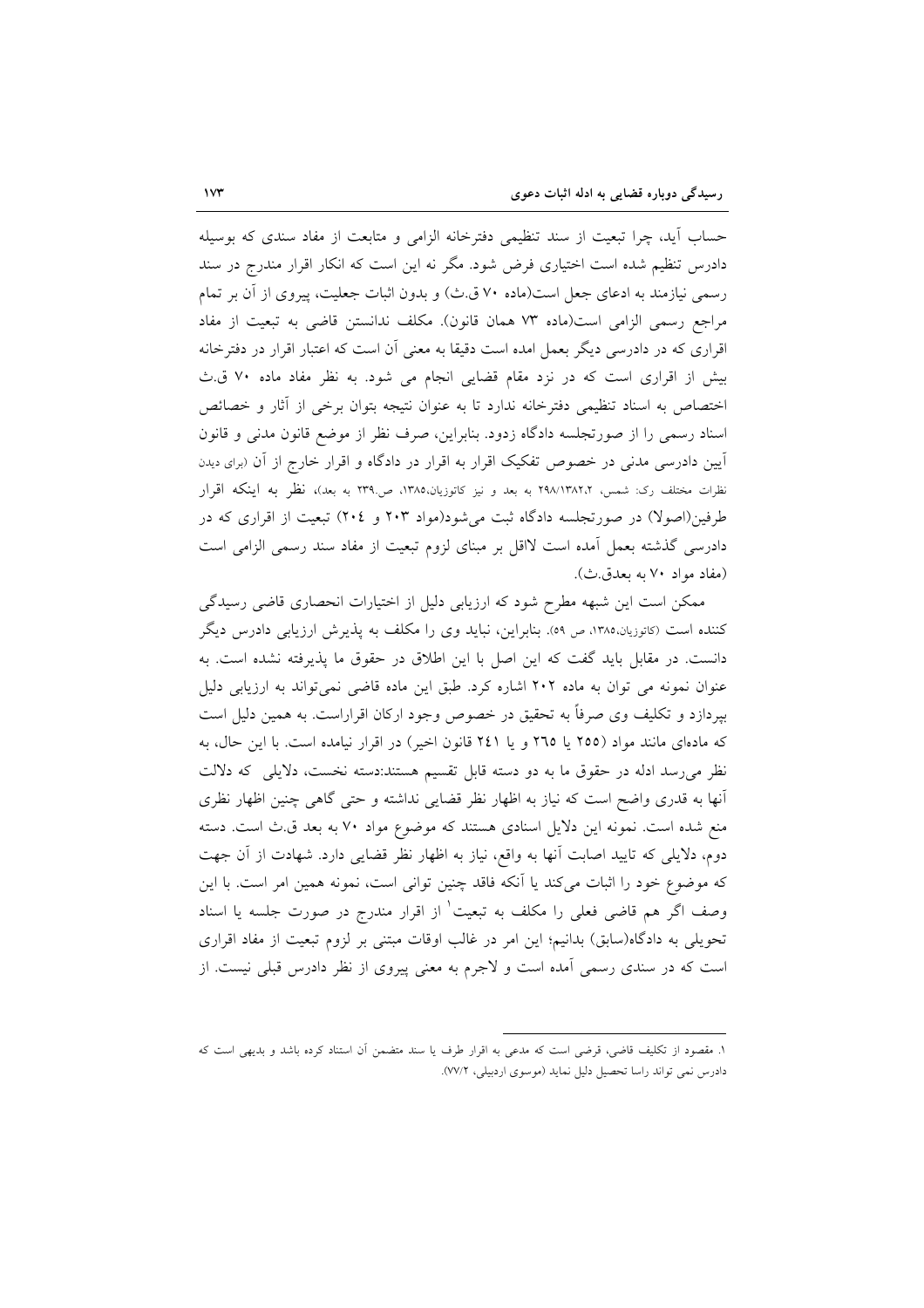حساب آید، چرا تبعیت از سند تنظیمی دفترخانه الزامی و متابعت از مفاد سندی که بوسیله دادرس تنظیم شده است اختیاری فرض شود. مگر نه این است که انکار اقرار مندرج در سند رسمی نیازمند به ادعای جعل است(ماده ۷۰ ق.ث) و بدون اثبات جعلیت، پیروی از آن بر تمام مراجع رسمی الزامی است(ماده ۷۳ همان قانون). مکلف ندانستن قاضی به تبعیت از مفاد اقراری که در دادرسی دیگر بعمل امده است دقیقا به معنی آن است که اعتبار اقرار در دفترخانه بیش از اقراری است که در نزد مقام قضایی انجام می شود. به نظر مفاد ماده ۷۰ ق.ث اختصاص به اسناد تنظیمی دفترخانه ندارد تا به عنوان نتیجه بتوان برخی از آثار و خصائص اسناد رسمی را از صورتجلسه دادگاه زدود. بنابراین، صرف نظر از موضع قانون مدنی و قانون آیین دادرسی مدنی در خصوص تفکیک اقرار به اقرار در دادگاه و اقرار خارج از آن (برای دیدن نظرات مختلف رک: شمس، ۲۹۸/۱۳۸۲،۲ به بعد و نیز کاتوزیان،۱۳۸۵، ص.۲۳۹ به بعد)، نظر به اینکه اقرار طرفین(اصولا) در صورتجلسه دادگاه ثبت می‌شود(مواد ۲۰۳ و ۲۰٤) تبعیت از اقراری که در دادرسی گذشته بعمل آمده است لااقل بر مبنای لزوم تبعیت از مفاد سند رسمی الزامی است (مفاد مواد ۷۰ به بعدق.ث).

ممکن است این شبهه مطرح شود که ارزیابی دلیل از اختیارات انحصاری قاضی رسیدگی کننده است (کاتوزیان،۱۳۸۵، ص ٥۹). بنابراین، نباید وی را مکلف به پذیرش ارزیابی دادرس دیگر دانست. در مقابل باید گفت که این اصل با این اطلاق در حقوق ما پذیرفته نشده است. به عنوان نمونه می توان به ماده ۲۰۲ اشاره کرد. طبق این ماده قاضی نمی‌تواند به ارزیابی دلیل بپردازد و تکلیف وی صرفاً به تحقیق در خصوص وجود ارکان اقراراست. به همین دلیل است که ماده‌ای مانند مواد (۲٥٥ یا ۲٦٥ و یا ۲٤۱ قانون اخیر) در اقرار نیامده است. با این حال، به نظر می‌رسد ادله در حقوق ما به دو دسته قابل تقسیم هستند:دسته نخست، دلایلی که دلالت آنها به قدری واضح است که نیاز به اظهار نظر قضایی نداشته و حتی گاهی چنین اظهار نظری منع شده است. نمونه این دلایل اسنادی هستند که موضوع مواد ۷۰ به بعد ق.ث است. دسته دوم، دلایلی که تایید اصابت آنها به واقع، نیاز به اظهار نظر قضایی دارد. شهادت از آن جهت که موضوع خود را اثبات می‌کند یا آنکه فاقد چنین توانی است، نمونه همین امر است. با این وصف اگر هم قاضی فعلی را مکلف به تبعیت[1] از اقرار مندرج در صورت جلسه یا اسناد تحویلی به دادگاه(سابق) بدانیم؛ این امر در غالب اوقات مبتنی بر لزوم تبعیت از مفاد اقراری است که در سندی رسمی آمده است و لاجرم به معنی پیروی از نظر دادرس قبلی نیست. از

---

۱. مقصود از تکلیف قاضی، فرضی است که مدعی به اقرار طرف یا سند متضمن آن استناد کرده باشد و بدیهی است که دادرس نمی تواند راسا تحصیل دلیل نماید (موسوی اردبیلی، ۷۷/۲).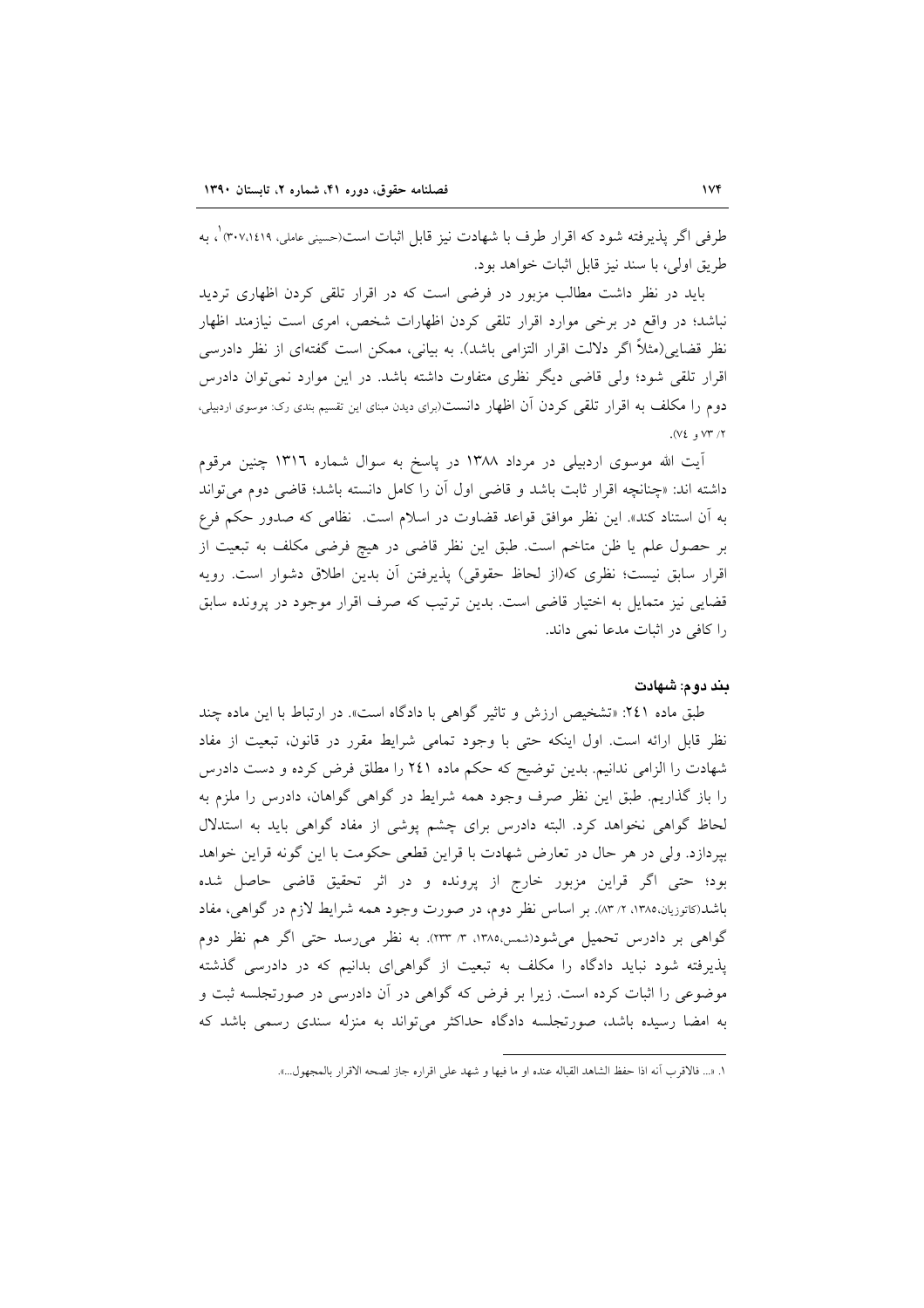طرفی اگر پذیرفته شود که اقرار طرف با شهادت نیز قابل اثبات است(حسینی عاملی، ۱٤۱۹،۳۰۷)[۱]، به طریق اولی، با سند نیز قابل اثبات خواهد بود.

باید در نظر داشت مطالب مزبور در فرضی است که در اقرار تلقی کردن اظهاری تردید نباشد؛ در واقع در برخی موارد اقرار تلقی کردن اظهارات شخص، امری است نیازمند اظهار نظر قضایی(مثلاً اگر دلالت اقرار التزامی باشد). به بیانی، ممکن است گفته‌ای از نظر دادرسی اقرار تلقی شود؛ ولی قاضی دیگر نظری متفاوت داشته باشد. در این موارد نمی‌توان دادرس دوم را مکلف به اقرار تلقی کردن آن اظهار دانست(برای دیدن مبنای این تقسیم بندی رک: موسوی اردبیلی، ۲/ ۷۳ و ۷٤).

آیت الله موسوی اردبیلی در مرداد ۱۳۸۸ در پاسخ به سوال شماره ۱۳۱٦ چنین مرقوم داشته اند: «چنانچه اقرار ثابت باشد و قاضی اول آن را کامل دانسته باشد؛ قاضی دوم می‌تواند به آن استناد کند». این نظر موافق قواعد قضاوت در اسلام است. نظامی که صدور حکم فرع بر حصول علم یا ظن متاخم است. طبق این نظر قاضی در هیچ فرضی مکلف به تبعیت از اقرار سابق نیست؛ نظری که(از لحاظ حقوقی) پذیرفتن آن بدین اطلاق دشوار است. رویه قضایی نیز متمایل به اختیار قاضی است. بدین ترتیب که صرف اقرار موجود در پرونده سابق را کافی در اثبات مدعا نمی داند.

#### بند دوم: شهادت

طبق ماده ۲٤۱: «تشخیص ارزش و تاثیر گواهی با دادگاه است». در ارتباط با این ماده چند نظر قابل ارائه است. اول اینکه حتی با وجود تمامی شرایط مقرر در قانون، تبعیت از مفاد شهادت را الزامی ندانیم. بدین توضیح که حکم ماده ۲٤۱ را مطلق فرض کرده و دست دادرس را باز گذاریم. طبق این نظر صرف وجود همه شرایط در گواهی گواهان، دادرس را ملزم به لحاظ گواهی نخواهد کرد. البته دادرس برای چشم پوشی از مفاد گواهی باید به استدلال بپردازد. ولی در هر حال در تعارض شهادت با قراین قطعی حکومت با این گونه قراین خواهد بود؛ حتی اگر قراین مزبور خارج از پرونده و در اثر تحقیق قاضی حاصل شده باشد(کاتوزیان،۱۳۸۵، ۲/ ۸۳). بر اساس نظر دوم، در صورت وجود همه شرایط لازم در گواهی، مفاد گواهی بر دادرس تحمیل می‌شود(شمس،۱۳۸۵، ۳/ ۲۳۳). به نظر می‌رسد حتی اگر هم نظر دوم پذیرفته شود نباید دادگاه را مکلف به تبعیت از گواهی‌ای بدانیم که در دادرسی گذشته موضوعی را اثبات کرده است. زیرا بر فرض که گواهی در آن دادرسی در صورتجلسه ثبت و به امضا رسیده باشد، صورتجلسه دادگاه حداکثر می‌تواند به منزله سندی رسمی باشد که

---

۱. «... فالاقرب أنه اذا حفظ الشاهد القبالة عنده او ما فيها و شهد على اقراره جاز لصحه الاقرار بالمجهول...».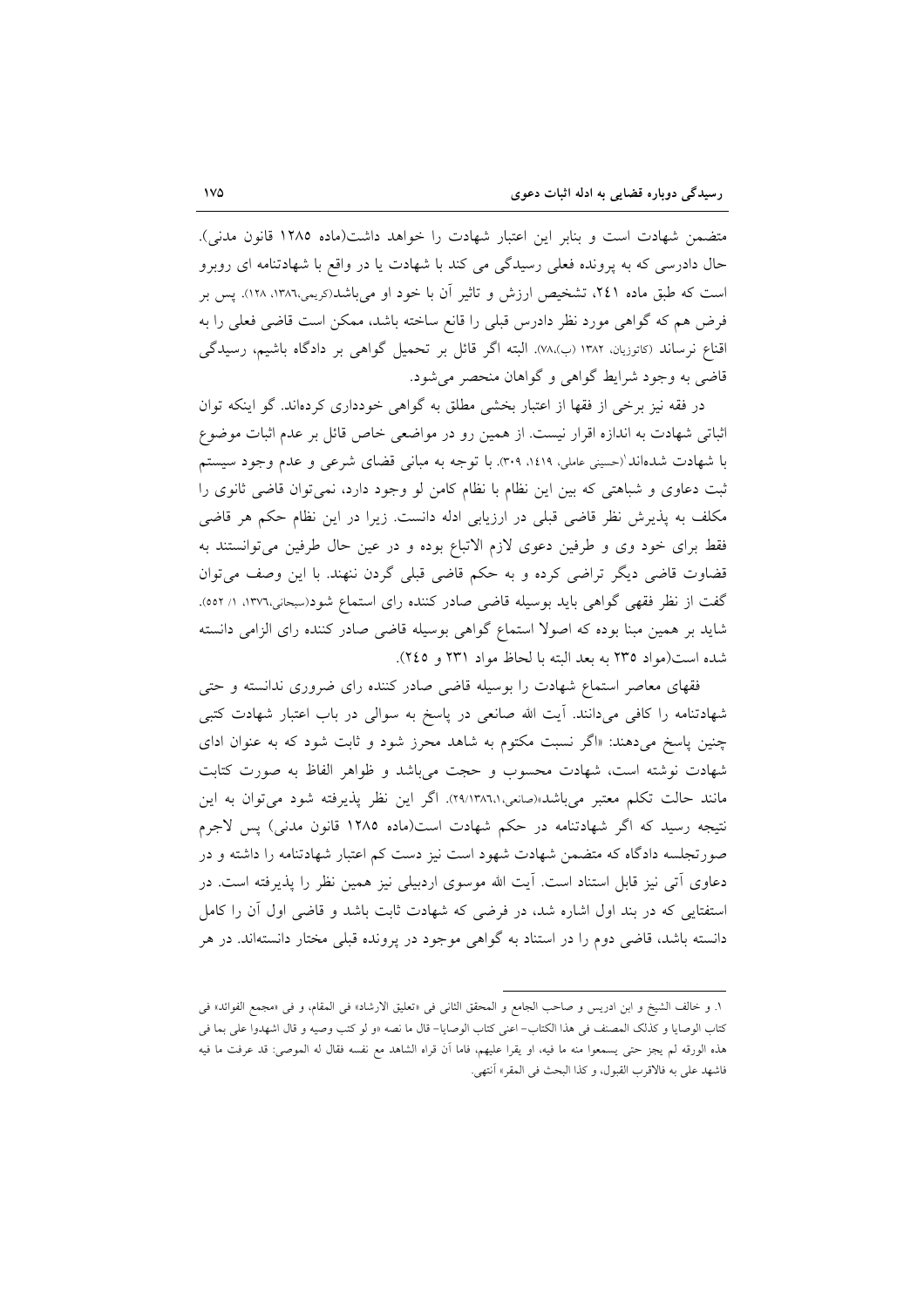متضمن شهادت است و بنابر این اعتبار شهادت را خواهد داشت(ماده ۱۲۸۵ قانون مدنی). حال دادرسی که به پرونده فعلی رسیدگی می کند با شهادت یا در واقع با شهادتنامه ای روبرو است که طبق ماده ۲۴۱، تشخیص ارزش و تاثیر آن با خود او می‌باشد(کریمی،۱۳۸۶، ۱۲۸). پس بر فرض هم که گواهی مورد نظر دادرس قبلی را قانع ساخته باشد، ممکن است قاضی فعلی را به اقناع نرساند (کاتوزیان، ۱۳۸۲ (ب)،۷۸). البته اگر قائل بر تحمیل گواهی بر دادگاه باشیم، رسیدگی قاضی به وجود شرایط گواهی و گواهان منحصر می‌شود.

در فقه نیز برخی از فقها از اعتبار بخشی مطلق به گواهی خودداری کرده‌اند. گو اینکه توان اثباتی شهادت به اندازه اقرار نیست. از همین رو در مواضعی خاص قائل بر عدم اثبات موضوع با شهادت شده‌اند[۱](حسینی عاملی، ۱۴۱۹، ۳۰۹). با توجه به مبانی قضای شرعی و عدم وجود سیستم ثبت دعاوی و شباهتی که بین این نظام با نظام کامن لو وجود دارد، نمی‌توان قاضی ثانوی را مکلف به پذیرش نظر قاضی قبلی در ارزیابی ادله دانست. زیرا در این نظام حکم هر قاضی فقط برای خود وی و طرفین دعوی لازم الاتباع بوده و در عین حال طرفین می‌توانستند به قضاوت قاضی دیگر تراضی کرده و به حکم قاضی قبلی گردن ننهند. با این وصف می‌توان گفت از نظر فقهی گواهی باید بوسیله قاضی صادر کننده رای استماع شود(سبحانی،۱۳۷۶، ۱/ ۵۵۲). شاید بر همین مبنا بوده که اصولا استماع گواهی بوسیله قاضی صادر کننده رای الزامی دانسته شده است(مواد ۲۳۵ به بعد البته با لحاظ مواد ۲۳۱ و ۲۴۵).

فقهای معاصر استماع شهادت را بوسیله قاضی صادر کننده رای ضروری ندانسته و حتی شهادتنامه را کافی می‌دانند. آیت الله صانعی در پاسخ به سوالی در باب اعتبار شهادت کتبی چنین پاسخ می‌دهند: «اگر نسبت مکتوم به شاهد محرز شود و ثابت شود که به عنوان ادای شهادت نوشته است، شهادت محسوب و حجت می‌باشد و ظواهر الفاظ به صورت کتابت مانند حالت تکلم معتبر می‌باشد»(صانعی،۱۳۸۶،۱/۲۹). اگر این نظر پذیرفته شود می‌توان به این نتیجه رسید که اگر شهادتنامه در حکم شهادت است(ماده ۱۲۸۵ قانون مدنی) پس لاجرم صورتجلسه دادگاه که متضمن شهادت شهود است نیز دست کم اعتبار شهادتنامه را داشته و در دعاوی آتی نیز قابل استناد است. آیت الله موسوی اردبیلی نیز همین نظر را پذیرفته است. در استفتایی که در بند اول اشاره شد، در فرضی که شهادت ثابت باشد و قاضی اول آن را کامل دانسته باشد، قاضی دوم را در استناد به گواهی موجود در پرونده قبلی مختار دانسته‌اند. در هر

---

۱. و خالف الشیخ و ابن ادریس و صاحب الجامع و المحقق الثانی فی «تعلیق الارشاد» فی المقام، و فی «مجمع الفوائد» فی کتاب الوصایا و کذلک المصنف فی هذا الکتاب- اعنی کتاب الوصایا- قال ما نصه «و لو کتب وصیه و قال اشهدوا علی بما فی هذه الورقه لم یجز حتی یسمعوا منه ما فیه، او یقرا علیهم، فاما أن قراه الشاهد مع نفسه فقال له الموصی: قد عرفت ما فیه فاشهد علی به فالاقرب القبول، و کذا البحث فی المقر» أنتهی.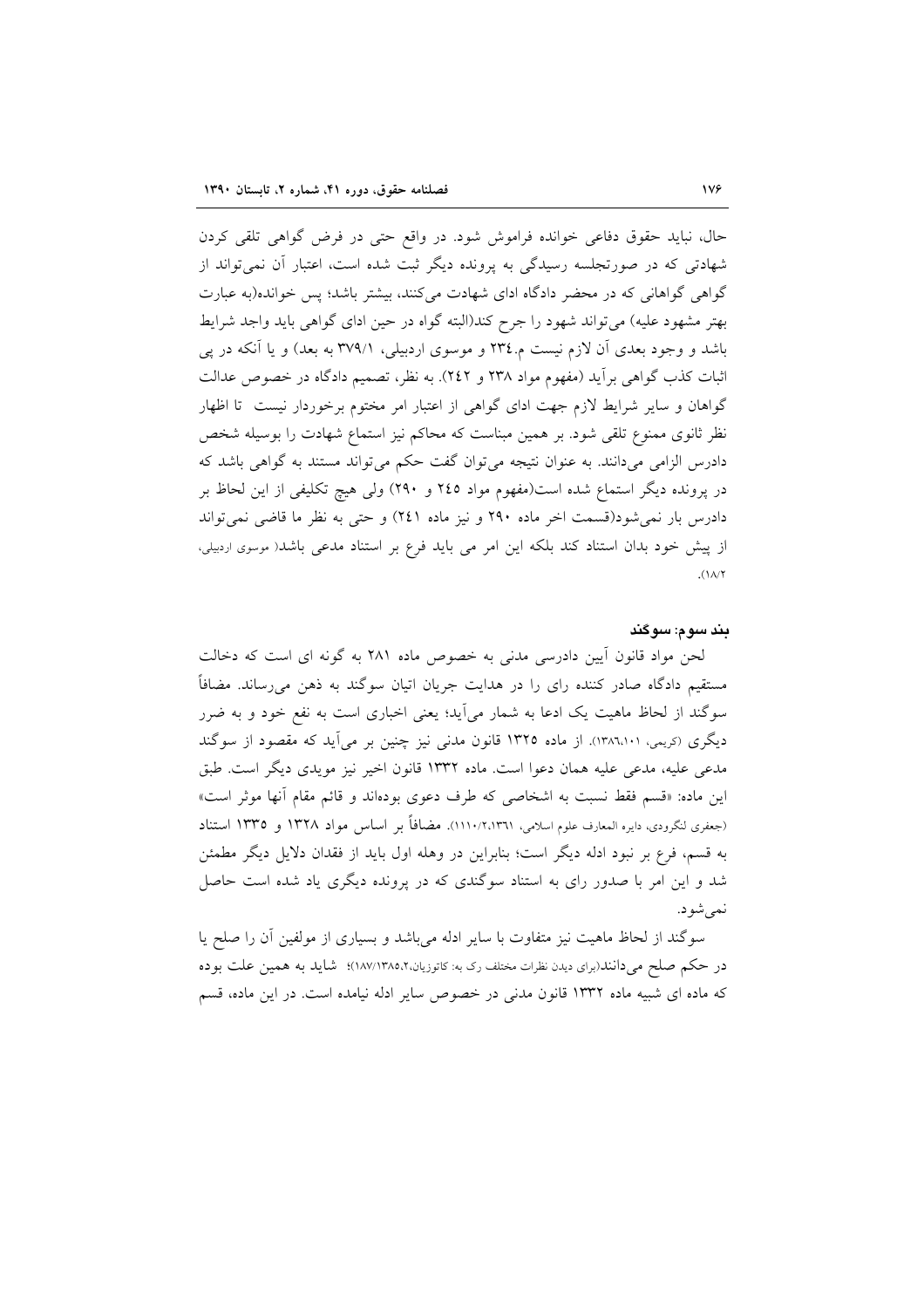حال، نباید حقوق دفاعی خوانده فراموش شود. در واقع حتی در فرض گواهی تلقی کردن شهادتی که در صورتجلسه رسیدگی به پرونده دیگر ثبت شده است، اعتبار آن نمی‌تواند از گواهی گواهانی که در محضر دادگاه ادای شهادت می‌کنند، بیشتر باشد؛ پس خوانده(به عبارت بهتر مشهود علیه) می‌تواند شهود را جرح کند(البته گواه در حین ادای گواهی باید واجد شرایط باشد و وجود بعدی آن لازم نیست م.۲۳٤ و موسوی اردبیلی، ۳۷۹/۱ به بعد) و یا آنکه در پی اثبات کذب گواهی برآید (مفهوم مواد ۲۳۸ و ۲٤۲). به نظر، تصمیم دادگاه در خصوص عدالت گواهان و سایر شرایط لازم جهت ادای گواهی از اعتبار امر مختوم برخوردار نیست تا اظهار نظر ثانوی ممنوع تلقی شود. بر همین مبناست که محاکم نیز استماع شهادت را بوسیله شخص دادرس الزامی می‌دانند. به عنوان نتیجه می‌توان گفت حکم می‌تواند مستند به گواهی باشد که در پرونده دیگر استماع شده است(مفهوم مواد ۲٤۵ و ۲۹۰) ولی هیچ تکلیفی از این لحاظ بر دادرس بار نمی‌شود(قسمت اخر ماده ۲۹۰ و نیز ماده ۲٤۱) و حتی به نظر ما قاضی نمی‌تواند از پیش خود بدان استناد کند بلکه این امر می باید فرع بر استناد مدعی باشد( موسوی اردبیلی، ۱۸/۲).

### بند سوم: سوگند

لحن مواد قانون آیین دادرسی مدنی به خصوص ماده ۲۸۱ به گونه ای است که دخالت مستقیم دادگاه صادر کننده رای را در هدایت جریان اتیان سوگند به ذهن می‌رساند. مضافاً سوگند از لحاظ ماهیت یک ادعا به شمار می‌آید؛ یعنی اخباری است به نفع خود و به ضرر دیگری (کریمی، ۱۳۸٦،۱۰۱). از ماده ۱۳۲۵ قانون مدنی نیز چنین بر می‌آید که مقصود از سوگند مدعی علیه، مدعی علیه همان دعوا است. ماده ۱۳۳۲ قانون اخیر نیز مویدی دیگر است. طبق این ماده: «قسم فقط نسبت به اشخاصی که طرف دعوی بوده‌اند و قائم مقام آنها موثر است» (جعفری لنگرودی، دایره المعارف علوم اسلامی، ۱۱۱۰/۲،۱۳٦۱). مضافاً بر اساس مواد ۱۳۲۸ و ۱۳۳۵ استناد به قسم، فرع بر نبود ادله دیگر است؛ بنابراین در وهله اول باید از فقدان دلایل دیگر مطمئن شد و این امر با صدور رای به استناد سوگندی که در پرونده دیگری یاد شده است حاصل نمی‌شود.

سوگند از لحاظ ماهیت نیز متفاوت با سایر ادله می‌باشد و بسیاری از مولفین آن را صلح یا در حکم صلح می‌دانند(برای دیدن نظرات مختلف رک به: کاتوزیان،۱۸۷/۱۳۸۵،۲)؛ شاید به همین علت بوده که ماده ای شبیه ماده ۱۳۳۲ قانون مدنی در خصوص سایر ادله نیامده است. در این ماده، قسم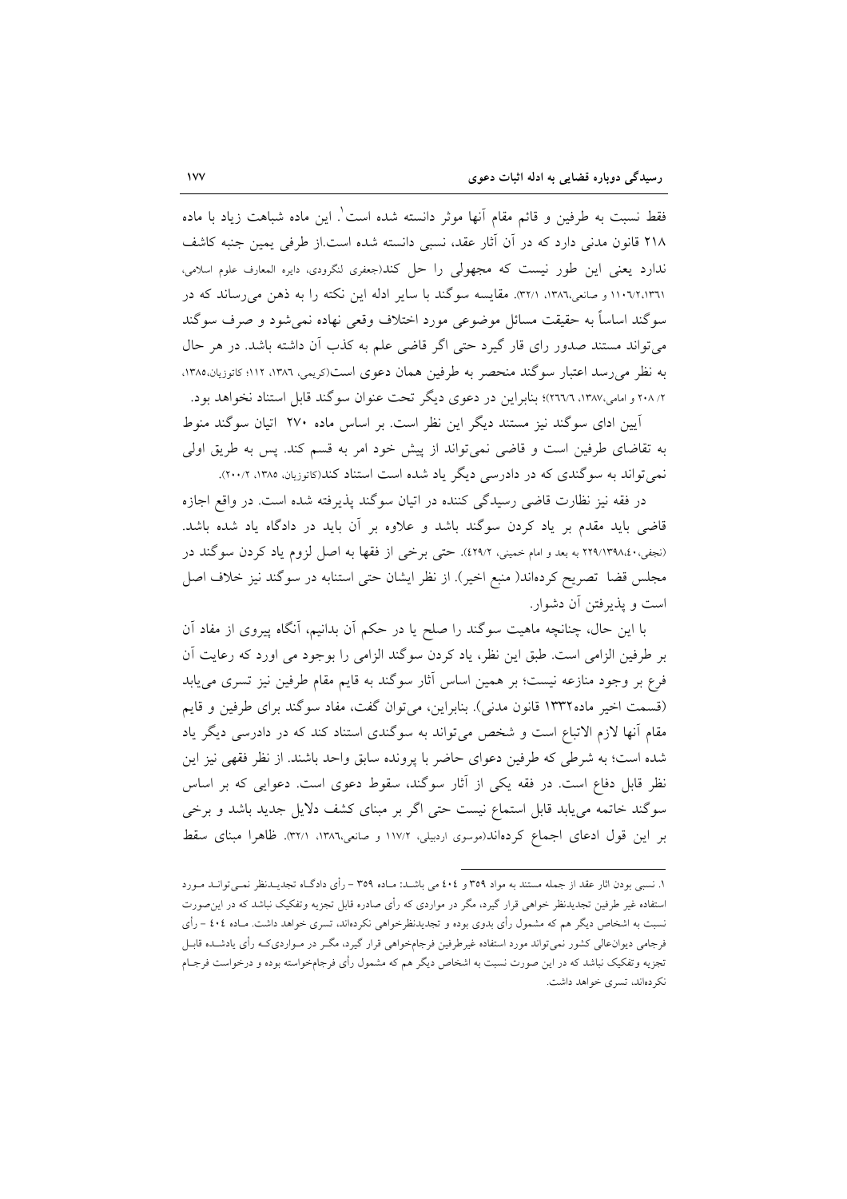فقط نسبت به طرفین و قائم مقام آنها موثر دانسته شده است[1]. این ماده شباهت زیاد با ماده ۲۱۸ قانون مدنی دارد که در آن آثار عقد، نسبی دانسته شده است.از طرفی یمین جنبه کاشف ندارد یعنی این طور نیست که مجهولی را حل کند(جعفری لنگرودی، دایره المعارف علوم اسلامی، ۱۳۶۱،۲،۱۱۰۶ و صانعی،۱۳۸۶، ۳۲/۱). مقایسه سوگند با سایر ادله این نکته را به ذهن می‌رساند که در سوگند اساساً به حقیقت مسائل موضوعی مورد اختلاف وقعی نهاده نمی‌شود و صرف سوگند می‌تواند مستند صدور رای قار گیرد حتی اگر قاضی علم به کذب آن داشته باشد. در هر حال به نظر می‌رسد اعتبار سوگند منحصر به طرفین همان دعوی است(کریمی، ۱۳۸۶، ۱۱۲؛ کاتوزیان،۱۳۸۵، ۲۰۸/۲ و امامی،۱۳۸۷، ۲۶۶/۶)؛ بنابراین در دعوی دیگر تحت عنوان سوگند قابل استناد نخواهد بود.

آیین ادای سوگند نیز مستند دیگر این نظر است. بر اساس ماده ۲۷۰ اتیان سوگند منوط به تقاضای طرفین است و قاضی نمی‌تواند از پیش خود امر به قسم کند. پس به طریق اولی نمی‌تواند به سوگندی که در دادرسی دیگر یاد شده است استناد کند(کاتوزیان، ۱۳۸۵، ۲۰۰/۲).

در فقه نیز نظارت قاضی رسیدگی کننده در اتیان سوگند پذیرفته شده است. در واقع اجازه قاضی باید مقدم بر یاد کردن سوگند باشد و علاوه بر آن باید در دادگاه یاد شده باشد. (نجفی،۱۳۹۸،۴۰/۲۲۹ به بعد و امام خمینی، ۴۲۹/۲). حتی برخی از فقها به اصل لزوم یاد کردن سوگند در مجلس قضا تصریح کرده‌اند( منبع اخیر). از نظر ایشان حتی استنابه در سوگند نیز خلاف اصل است و پذیرفتن آن دشوار.

با این حال، چنانچه ماهیت سوگند را صلح یا در حکم آن بدانیم، آنگاه پیروی از مفاد آن بر طرفین الزامی است. طبق این نظر، یاد کردن سوگند الزامی را بوجود می اورد که رعایت آن فرع بر وجود منازعه نیست؛ بر همین اساس آثار سوگند به قایم مقام طرفین نیز تسری می‌یابد (قسمت اخیر ماده۱۳۳۲ قانون مدنی). بنابراین، می‌توان گفت، مفاد سوگند برای طرفین و قایم مقام آنها لازم الاتباع است و شخص می‌تواند به سوگندی استناد کند که در دادرسی دیگر یاد شده است؛ به شرطی که طرفین دعوای حاضر با پرونده سابق واحد باشند. از نظر فقهی نیز این نظر قابل دفاع است. در فقه یکی از آثار سوگند، سقوط دعوی است. دعوایی که بر اساس سوگند خاتمه می‌یابد قابل استماع نیست حتی اگر بر مبنای کشف دلایل جدید باشد و برخی بر این قول ادعای اجماع کرده‌اند(موسوی اردبیلی، ۱۱۷/۲ و صانعی،۱۳۸۶، ۳۲/۱). ظاهرا مبنای سقط

---

[1] نسبی بودن اثار عقد از جمله مستند به مواد ۳۵۹ و ۴۰۴ می باشد: ماده ۳۵۹ - رأی دادگاه تجدیدنظر نمی‌تواند مورد استفاده غیر طرفین تجدیدنظر خواهی قرار گیرد، مگر در مواردی که رأی صادره قابل تجزیه وتفکیک نباشد که در این‌صورت نسبت به اشخاص دیگر هم که مشمول رأی بدوی بوده و تجدیدنظرخواهی نکرده‌اند، تسری خواهد داشت. ماده ۴۰۴ - رأی فرجامی دیوانعالی کشور نمی‌تواند مورد استفاده غیرطرفین فرجام‌خواهی قرار گیرد، مگر در مواردی‌که رأی یادشده قابل تجزیه وتفکیک نباشد که در این صورت نسبت به اشخاص دیگر هم که مشمول رأی فرجام‌خواسته بوده و درخواست فرجام نکرده‌اند، تسری خواهد داشت.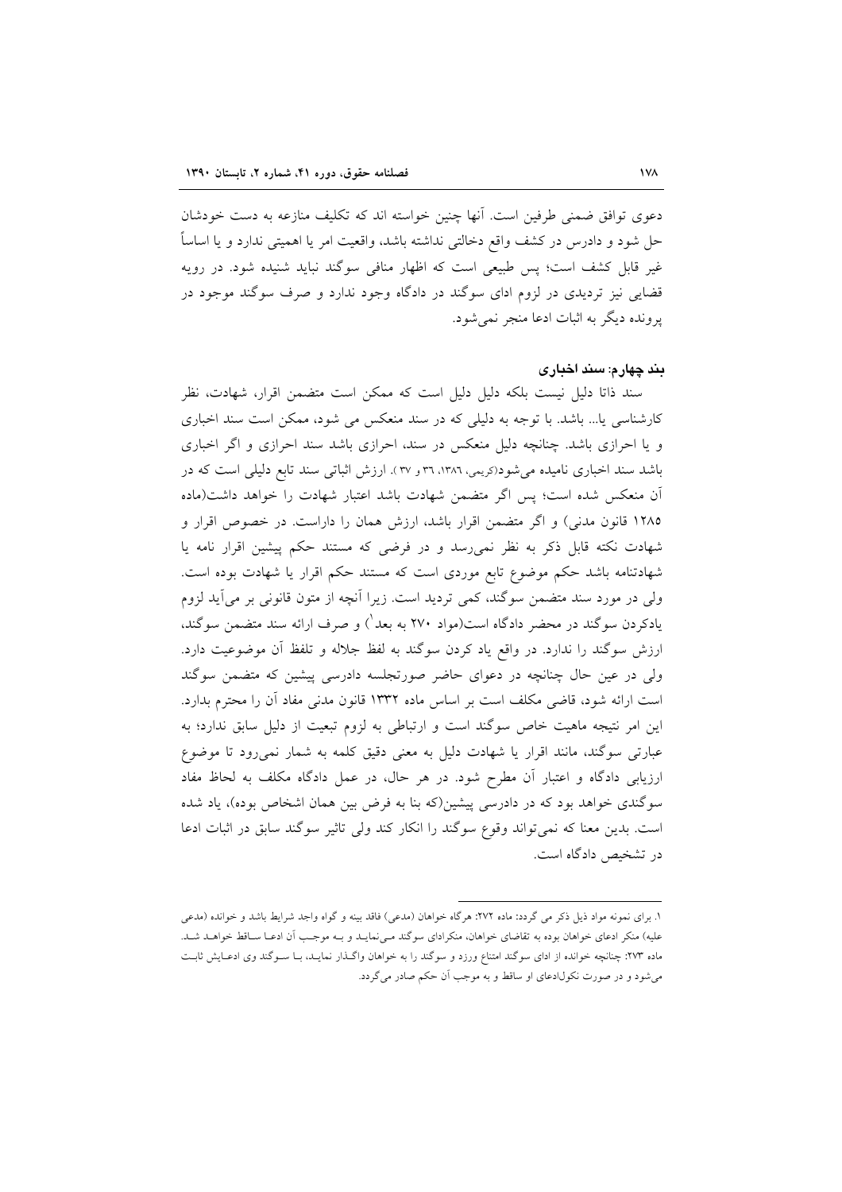دعوی توافق ضمنی طرفین است. آنها چنین خواسته اند که تکلیف منازعه به دست خودشان حل شود و دادرس در کشف واقع دخالتی نداشته باشد، واقعیت امر یا اهمیتی ندارد و یا اساساً غیر قابل کشف است؛ پس طبیعی است که اظهار منافی سوگند نباید شنیده شود. در رویه قضایی نیز تردیدی در لزوم ادای سوگند در دادگاه وجود ندارد و صرف سوگند موجود در پرونده دیگر به اثبات ادعا منجر نمی‌شود.

#### بند چهارم: سند اخباری

سند ذاتا دلیل نیست بلکه دلیل دلیل است که ممکن است متضمن اقرار، شهادت، نظر کارشناسی یا... باشد. با توجه به دلیلی که در سند منعکس می شود، ممکن است سند اخباری و یا احرازی باشد. چنانچه دلیل منعکس در سند، احرازی باشد سند احرازی و اگر اخباری باشد سند اخباری نامیده می‌شود(کریمی، ۱۳۸۶، ۳۶ و ۳۷). ارزش اثباتی سند تابع دلیلی است که در آن منعکس شده است؛ پس اگر متضمن شهادت باشد اعتبار شهادت را خواهد داشت(ماده ۱۲۸۵ قانون مدنی) و اگر متضمن اقرار باشد، ارزش همان را داراست. در خصوص اقرار و شهادت نکته قابل ذکر به نظر نمی‌رسد و در فرضی که مستند حکم پیشین اقرار نامه یا شهادتنامه باشد حکم موضوع تابع موردی است که مستند حکم اقرار یا شهادت بوده است. ولی در مورد سند متضمن سوگند، کمی تردید است. زیرا آنچه از متون قانونی بر می‌آید لزوم یادکردن سوگند در محضر دادگاه است(مواد ۲۷۰ به بعد[1]) و صرف ارائه سند متضمن سوگند، ارزش سوگند را ندارد. در واقع یاد کردن سوگند به لفظ جلاله و تلفظ آن موضوعیت دارد. ولی در عین حال چنانچه در دعوای حاضر صورتجلسه دادرسی پیشین که متضمن سوگند است ارائه شود، قاضی مکلف است بر اساس ماده ۱۳۳۲ قانون مدنی مفاد آن را محترم بدارد. این امر نتیجه ماهیت خاص سوگند است و ارتباطی به لزوم تبعیت از دلیل سابق ندارد؛ به عبارتی سوگند، مانند اقرار یا شهادت دلیل به معنی دقیق کلمه به شمار نمی‌رود تا موضوع ارزیابی دادگاه و اعتبار آن مطرح شود. در هر حال، در عمل دادگاه مکلف به لحاظ مفاد سوگندی خواهد بود که در دادرسی پیشین(که بنا به فرض بین همان اشخاص بوده)، یاد شده است. بدین معنا که نمی‌تواند وقوع سوگند را انکار کند ولی تاثیر سوگند سابق در اثبات ادعا در تشخیص دادگاه است.

---

۱. برای نمونه مواد ذیل ذکر می گردد: ماده ۲۷۲: هرگاه خواهان (مدعی) فاقد بینه و گواه واجد شرایط باشد و خوانده (مدعی علیه) منکر ادعای خواهان بوده به تقاضای خواهان، منکرادای سوگند می‌نماید و به موجب آن ادعا ساقط خواهد شد. ماده ۲۷۳: چنانچه خوانده از ادای سوگند امتناع ورزد و سوگند را به خواهان واگذار نماید، با سوگند وی ادعایش ثابت می‌شود و در صورت نکول‌ادعای او ساقط و به موجب آن حکم صادر می‌گردد.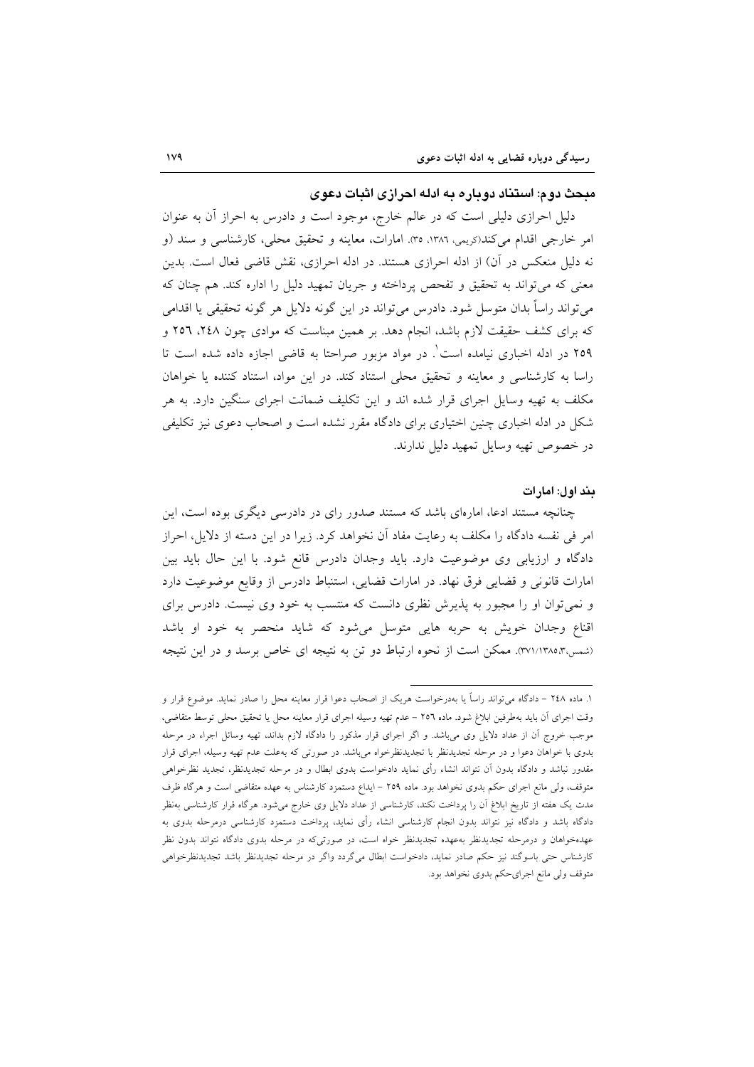## مبحث دوم: استناد دوباره به ادله احرازی اثبات دعوی

دلیل احرازی دلیلی است که در عالم خارج، موجود است و دادرس به احراز آن به عنوان امر خارجی اقدام می‌کند(کریمی، ۱۳۸٦، ۳۵). امارات، معاینه و تحقیق محلی، کارشناسی و سند (و نه دلیل منعکس در آن) از ادله احرازی هستند. در ادله احرازی، نقش قاضی فعال است. بدین معنی که می‌تواند به تحقیق و تفحص پرداخته و جریان تمهید دلیل را اداره کند. هم چنان که می‌تواند راساً بدان متوسل شود. دادرس می‌تواند در این گونه دلایل هر گونه تحقیقی یا اقدامی که برای کشف حقیقت لازم باشد، انجام دهد. بر همین مبناست که موادی چون ۲٤۸، ۲٥٦ و ۲٥۹ در ادله اخباری نیامده است[1]. در مواد مزبور صراحتا به قاضی اجازه داده شده است تا راسا به کارشناسی و معاینه و تحقیق محلی استناد کند. در این مواد، استناد کننده یا خواهان مکلف به تهیه وسایل اجرای قرار شده اند و این تکلیف ضمانت اجرای سنگین دارد. به هر شکل در ادله اخباری چنین اختیاری برای دادگاه مقرر نشده است و اصحاب دعوی نیز تکلیفی در خصوص تهیه وسایل تمهید دلیل ندارند.

### بند اول: امارات

چنانچه مستند ادعا، اماره‌ای باشد که مستند صدور رای در دادرسی دیگری بوده است، این امر فی نفسه دادگاه را مکلف به رعایت مفاد آن نخواهد کرد. زیرا در این دسته از دلایل، احراز دادگاه و ارزیابی وی موضوعیت دارد. باید وجدان دادرس قانع شود. با این حال باید بین امارات قانونی و قضایی فرق نهاد. در امارات قضایی، استنباط دادرس از وقایع موضوعیت دارد و نمی‌توان او را مجبور به پذیرش نظری دانست که منتسب به خود وی نیست. دادرس برای اقناع وجدان خویش به حربه هایی متوسل می‌شود که شاید منحصر به خود او باشد (شمس،۱۳۸٥،۳/۳۷۱). ممکن است از نحوه ارتباط دو تن به نتیجه ای خاص برسد و در این نتیجه

---

[1]. ماده ۲٤۸ – دادگاه می‌تواند راساً یا به‌درخواست هریک از اصحاب دعوا قرار معاینه محل را صادر نماید. موضوع قرار و وقت اجرای آن باید به‌طرفین ابلاغ شود. ماده ۲٥٦ – عدم تهیه وسیله اجرای قرار معاینه محل یا تحقیق محلی توسط متقاضی، موجب خروج آن از عداد دلایل وی می‌باشد. و اگر اجرای قرار مذکور را دادگاه لازم بداند، تهیه وسائل اجراء در مرحله بدوی با خواهان دعوا و در مرحله تجدیدنظر با تجدیدنظرخواه می‌باشد. در صورتی که به‌علت عدم تهیه وسیله، اجرای قرار مقدور نباشد و دادگاه بدون آن نتواند انشاء رأی نماید دادخواست بدوی ابطال و در مرحله تجدیدنظر، تجدید نظرخواهی متوقف، ولی مانع اجرای حکم بدوی نخواهد بود. ماده ۲٥۹ – ایداع دستمزد کارشناس به عهده متقاضی است و هرگاه ظرف مدت یک هفته از تاریخ ابلاغ آن را پرداخت نکند، کارشناسی از عداد دلایل وی خارج می‌شود. هرگاه قرار کارشناسی به‌نظر دادگاه باشد و دادگاه نیز نتواند بدون انجام کارشناسی انشاء رأی نماید، پرداخت دستمزد کارشناسی درمرحله بدوی به عهده‌خواهان و درمرحله تجدیدنظر به‌عهده تجدیدنظر خواه است، در صورتی‌که در مرحله بدوی دادگاه نتواند بدون نظر کارشناس حتی باسوگند نیز حکم صادر نماید، دادخواست ابطال می‌گردد واگر در مرحله تجدیدنظر باشد تجدیدنظرخواهی متوقف ولی مانع اجرای‌حکم بدوی نخواهد بود.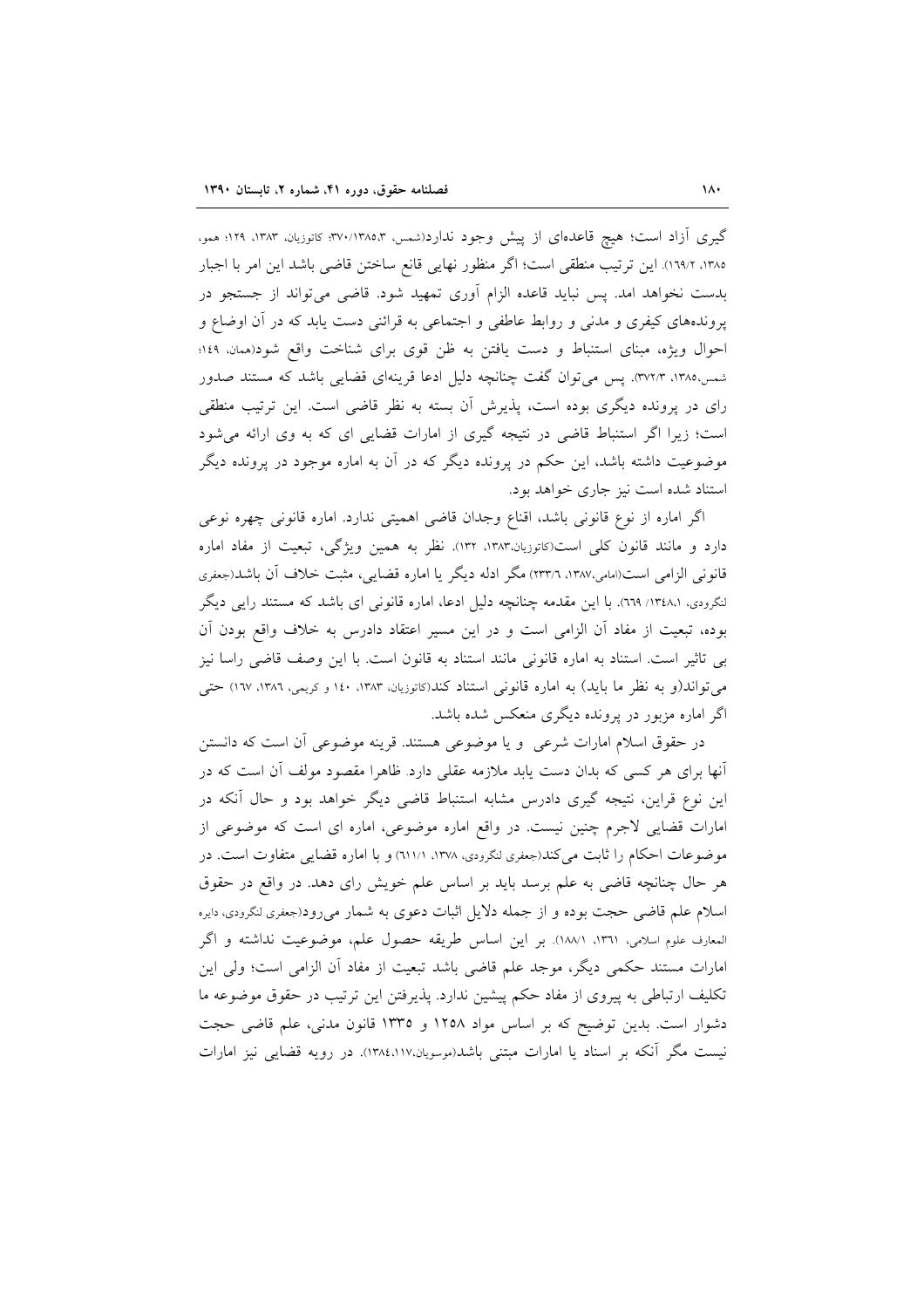گیری آزاد است؛ هیچ قاعده‌ای از پیش وجود ندارد(شمس، ۱۳۸۵،۳/۳۷۰؛ کاتوزیان، ۱۳۸۳، ۱۲۹؛ همو، ۱۳۸۵، ۱۶۹/۲). این ترتیب منطقی است؛ اگر منظور نهایی قانع ساختن قاضی باشد این امر با اجبار بدست نخواهد امد. پس نباید قاعده الزام آوری تمهید شود. قاضی می‌تواند از جستجو در پرونده‌های کیفری و مدنی و روابط عاطفی و اجتماعی به قرائنی دست یابد که در آن اوضاع و احوال ویژه، مبنای استنباط و دست یافتن به ظن قوی برای شناخت واقع شود(همان، ۱۴۹؛ شمس،۱۳۸۵، ۳۷۲/۳). پس می‌توان گفت چنانچه دلیل ادعا قرینه‌ای قضایی باشد که مستند صدور رای در پرونده دیگری بوده است، پذیرش آن بسته به نظر قاضی است. این ترتیب منطقی است؛ زیرا اگر استنباط قاضی در نتیجه گیری از امارات قضایی ای که به وی ارائه می‌شود موضوعیت داشته باشد، این حکم در پرونده دیگر که در آن به اماره موجود در پرونده دیگر استناد شده است نیز جاری خواهد بود.

اگر اماره از نوع قانونی باشد، اقناع وجدان قاضی اهمیتی ندارد. اماره قانونی چهره نوعی دارد و مانند قانون کلی است(کاتوزیان،۱۳۸۳، ۱۳۲). نظر به همین ویژگی، تبعیت از مفاد اماره قانونی الزامی است(امامی،۱۳۸۷، ۲۳۳/۶) مگر ادله دیگر یا اماره قضایی، مثبت خلاف آن باشد(جعفری لنگرودی، ۱۳۴۸،۱/ ۶۶۹). با این مقدمه چنانچه دلیل ادعا، اماره قانونی ای باشد که مستند رایی دیگر بوده، تبعیت از مفاد آن الزامی است و در این مسیر اعتقاد دادرس به خلاف واقع بودن آن بی تاثیر است. استناد به اماره قانونی مانند استناد به قانون است. با این وصف قاضی راسا نیز می‌تواند(و به نظر ما باید) به اماره قانونی استناد کند(کاتوزیان، ۱۳۸۳، ۱۴۰ و کریمی، ۱۳۸۶، ۱۶۷) حتی اگر اماره مزبور در پرونده دیگری منعکس شده باشد.

در حقوق اسلام امارات شرعی و یا موضوعی هستند. قرینه موضوعی آن است که دانستن آنها برای هر کسی که بدان دست یابد ملازمه عقلی دارد. ظاهرا مقصود مولف آن است که در این نوع قراین، نتیجه گیری دادرس مشابه استنباط قاضی دیگر خواهد بود و حال آنکه در امارات قضایی لاجرم چنین نیست. در واقع اماره موضوعی، اماره ای است که موضوعی از موضوعات احکام را ثابت می‌کند(جعفری لنگرودی، ۱۳۷۸، ۶۱۱/۱) و با اماره قضایی متفاوت است. در هر حال چنانچه قاضی به علم برسد باید بر اساس علم خویش رای دهد. در واقع در حقوق اسلام علم قاضی حجت بوده و از جمله دلایل اثبات دعوی به شمار می‌رود(جعفری لنگرودی، دایره المعارف علوم اسلامی، ۱۳۶۱، ۱۸۸/۱). بر این اساس طریقه حصول علم، موضوعیت نداشته و اگر امارات مستند حکمی دیگر، موجد علم قاضی باشد تبعیت از مفاد آن الزامی است؛ ولی این تکلیف ارتباطی به پیروی از مفاد حکم پیشین ندارد. پذیرفتن این ترتیب در حقوق موضوعه ما دشوار است. بدین توضیح که بر اساس مواد ۱۲۵۸ و ۱۳۳۵ قانون مدنی، علم قاضی حجت نیست مگر آنکه بر اسناد یا امارات مبتنی باشد(موسویان،۱۳۸۴،۱۱۷). در رویه قضایی نیز امارات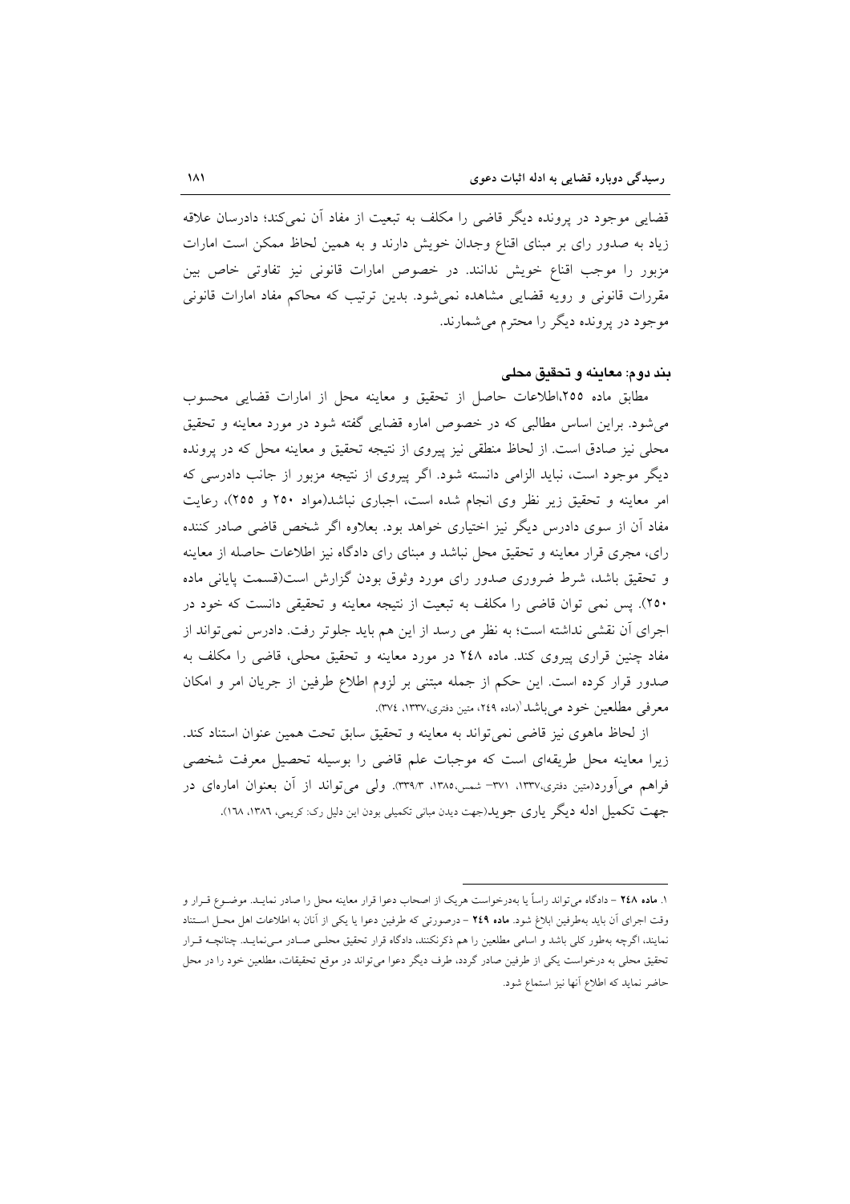قضایی موجود در پرونده دیگر قاضی را مکلف به تبعیت از مفاد آن نمی‌کند؛ دادرسان علاقه زیاد به صدور رای بر مبنای اقناع وجدان خویش دارند و به همین لحاظ ممکن است امارات مزبور را موجب اقناع خویش ندانند. در خصوص امارات قانونی نیز تفاوتی خاص بین مقررات قانونی و رویه قضایی مشاهده نمی‌شود. بدین ترتیب که محاکم مفاد امارات قانونی موجود در پرونده دیگر را محترم می‌شمارند.

### بند دوم: معاینه و تحقیق محلی

مطابق ماده ۲۵۵،اطلاعات حاصل از تحقیق و معاینه محل از امارات قضایی محسوب می‌شود. براین اساس مطالبی که در خصوص اماره قضایی گفته شود در مورد معاینه و تحقیق محلی نیز صادق است. از لحاظ منطقی نیز پیروی از نتیجه تحقیق و معاینه محل که در پرونده دیگر موجود است، نباید الزامی دانسته شود. اگر پیروی از نتیجه مزبور از جانب دادرسی که امر معاینه و تحقیق زیر نظر وی انجام شده است، اجباری نباشد(مواد ۲۵۰ و ۲۵۵)، رعایت مفاد آن از سوی دادرس دیگر نیز اختیاری خواهد بود. بعلاوه اگر شخص قاضی صادر کننده رای، مجری قرار معاینه و تحقیق محل نباشد و مبنای رای دادگاه نیز اطلاعات حاصله از معاینه و تحقیق باشد، شرط ضروری صدور رای مورد وثوق بودن گزارش است(قسمت پایانی ماده ۲۵۰). پس نمی توان قاضی را مکلف به تبعیت از نتیجه معاینه و تحقیقی دانست که خود در اجرای آن نقشی نداشته است؛ به نظر می رسد از این هم باید جلوتر رفت. دادرس نمی‌تواند از مفاد چنین قراری پیروی کند. ماده ۲۴۸ در مورد معاینه و تحقیق محلی، قاضی را مکلف به صدور قرار کرده است. این حکم از جمله مبتنی بر لزوم اطلاع طرفین از جریان امر و امکان معرفی مطلعین خود می‌باشد[1](ماده ۲۴۹، متین دفتری،۱۳۳۷، ۳۷۴).

از لحاظ ماهوی نیز قاضی نمی‌تواند به معاینه و تحقیق سابق تحت همین عنوان استناد کند. زیرا معاینه محل طریقه‌ای است که موجبات علم قاضی را بوسیله تحصیل معرفت شخصی فراهم می‌آورد(متین دفتری،۱۳۳۷، ۳۷۱- شمس،۱۳۸۵، ۳۳۹/۳). ولی می‌تواند از آن بعنوان اماره‌ای در جهت تکمیل ادله دیگر یاری جوید(جهت دیدن مبانی تکمیلی بودن این دلیل رک: کریمی، ۱۳۸۶، ۱۶۸).

---

۱. **ماده ۲۴۸** – دادگاه می‌تواند راساً یا به‌درخواست هریک از اصحاب دعوا قرار معاینه محل را صادر نمایـد. موضـوع قـرار و وقت اجرای آن باید به‌طرفین ابلاغ شود. **ماده ۲۴۹** – درصورتی که طرفین دعوا یا یکی از آنان به اطلاعات اهل محـل اسـتناد نمایند، اگرچه به‌طور کلی باشد و اسامی مطلعین را هم ذکرنکنند، دادگاه قرار تحقیق محلـی صـادر مـی‌نمایـد. چنانچـه قـرار تحقیق محلی به درخواست یکی از طرفین صادر گردد، طرف دیگر دعوا می‌تواند در موقع تحقیقات، مطلعین خود را در محل حاضر نماید که اطلاع آنها نیز استماع شود.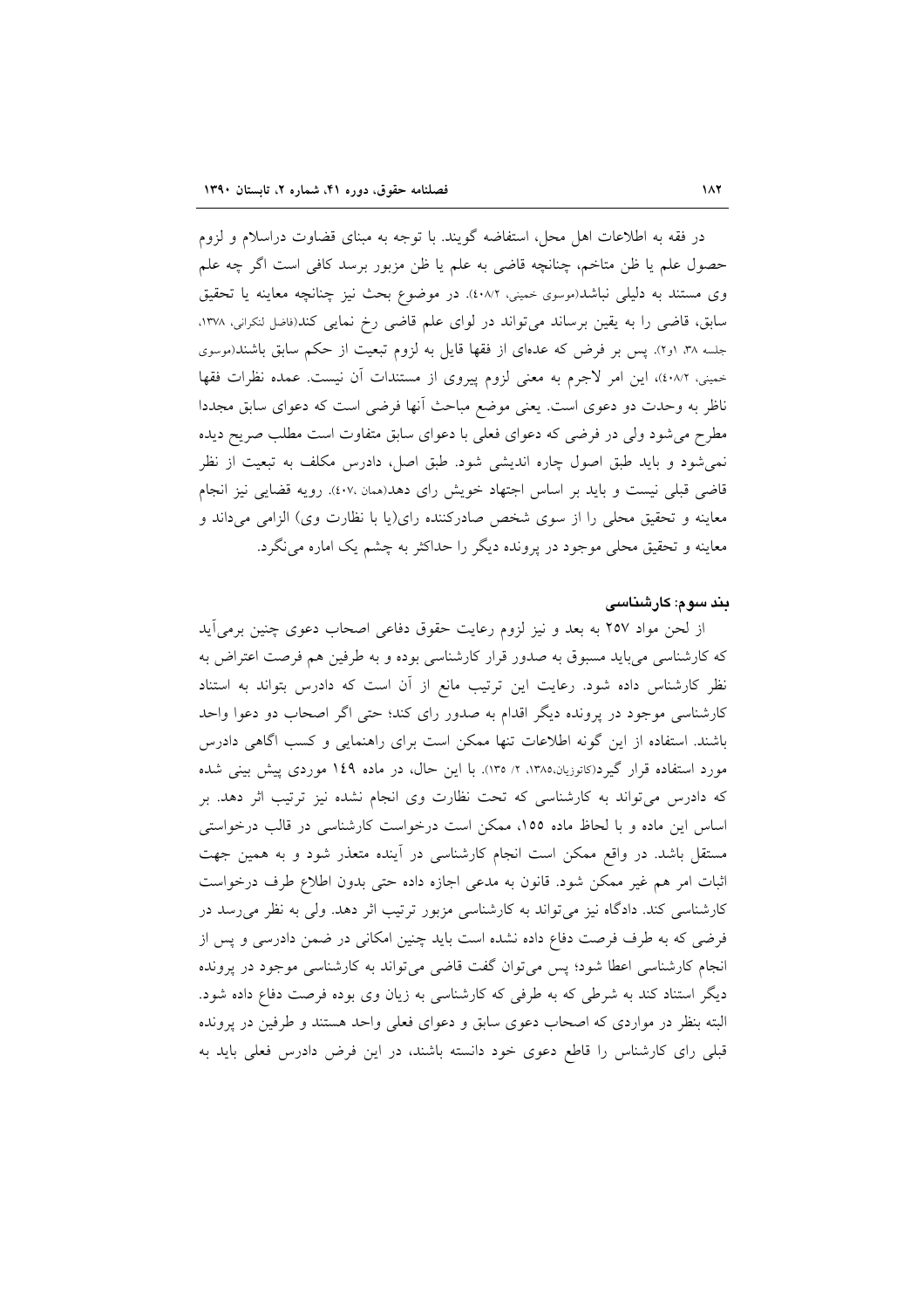در فقه به اطلاعات اهل محل، استفاضه گویند. با توجه به مبنای قضاوت دراسلام و لزوم حصول علم یا ظن متاخم، چنانچه قاضی به علم یا ظن مزبور برسد کافی است اگر چه علم وی مستند به دلیلی نباشد(موسوی خمینی، ۲/۴۰۸). در موضوع بحث نیز چنانچه معاینه یا تحقیق سابق، قاضی را به یقین برساند می‌تواند در لوای علم قاضی رخ نمایی کند(فاضل لنکرانی، ۱۳۷۸، جلسه ۳۸، ۱و۲). پس بر فرض که عده‌ای از فقها قایل به لزوم تبعیت از حکم سابق باشند(موسوی خمینی، ۲/۴۰۸)، این امر لاجرم به معنی لزوم پیروی از مستندات آن نیست. عمده نظرات فقها ناظر به وحدت دو دعوی است. یعنی موضع مباحث آنها فرضی است که دعوای سابق مجددا مطرح می‌شود ولی در فرضی که دعوای فعلی با دعوای سابق متفاوت است مطلب صریح دیده نمی‌شود و باید طبق اصول چاره اندیشی شود. طبق اصل، دادرس مکلف به تبعیت از نظر قاضی قبلی نیست و باید بر اساس اجتهاد خویش رای دهد(همان ،۴۰۷). رویه قضایی نیز انجام معاینه و تحقیق محلی را از سوی شخص صادرکننده رای(یا با نظارت وی) الزامی می‌داند و معاینه و تحقیق محلی موجود در پرونده دیگر را حداکثر به چشم یک اماره می‌نگرد.

### بند سوم: کارشناسی

از لحن مواد ۲۵۷ به بعد و نیز لزوم رعایت حقوق دفاعی اصحاب دعوی چنین برمی‌آید که کارشناسی می‌باید مسبوق به صدور قرار کارشناسی بوده و به طرفین هم فرصت اعتراض به نظر کارشناس داده شود. رعایت این ترتیب مانع از آن است که دادرس بتواند به استناد کارشناسی موجود در پرونده دیگر اقدام به صدور رای کند؛ حتی اگر اصحاب دو دعوا واحد باشند. استفاده از این گونه اطلاعات تنها ممکن است برای راهنمایی و کسب اگاهی دادرس مورد استفاده قرار گیرد(کاتوزیان،۱۳۸۵، ۲/ ۱۳۵). با این حال، در ماده ۱۴۹ موردی پیش بینی شده که دادرس می‌تواند به کارشناسی که تحت نظارت وی انجام نشده نیز ترتیب اثر دهد. بر اساس این ماده و با لحاظ ماده ۱۵۵، ممکن است درخواست کارشناسی در قالب درخواستی مستقل باشد. در واقع ممکن است انجام کارشناسی در آینده متعذر شود و به همین جهت اثبات امر هم غیر ممکن شود. قانون به مدعی اجازه داده حتی بدون اطلاع طرف درخواست کارشناسی کند. دادگاه نیز می‌تواند به کارشناسی مزبور ترتیب اثر دهد. ولی به نظر می‌رسد در فرضی که به طرف فرصت دفاع داده نشده است باید چنین امکانی در ضمن دادرسی و پس از انجام کارشناسی اعطا شود؛ پس می‌توان گفت قاضی می‌تواند به کارشناسی موجود در پرونده دیگر استناد کند به شرطی که به طرفی که کارشناسی به زیان وی بوده فرصت دفاع داده شود. البته بنظر در مواردی که اصحاب دعوی سابق و دعوای فعلی واحد هستند و طرفین در پرونده قبلی رای کارشناس را قاطع دعوی خود دانسته باشند، در این فرض دادرس فعلی باید به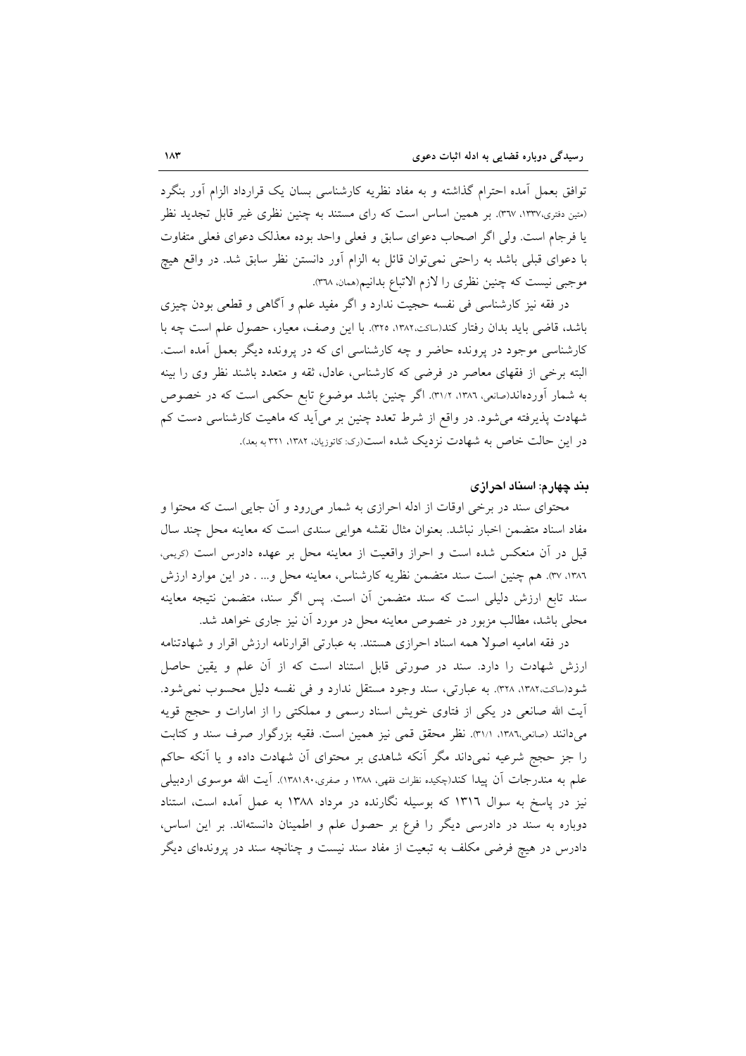توافق بعمل آمده احترام گذاشته و به مفاد نظریه کارشناسی بسان یک قرارداد الزام آور بنگرد (متین دفتری،۱۳۳۷، ۳٦۷). بر همین اساس است که رای مستند به چنین نظری غیر قابل تجدید نظر یا فرجام است. ولی اگر اصحاب دعوای سابق و فعلی واحد بوده معذلک دعوای فعلی متفاوت با دعوای قبلی باشد به راحتی نمی‌توان قائل به الزام آور دانستن نظر سابق شد. در واقع هیچ موجبی نیست که چنین نظری را لازم الاتباع بدانیم(همان، ۳٦۸).

در فقه نیز کارشناسی فی نفسه حجیت ندارد و اگر مفید علم و آگاهی و قطعی بودن چیزی باشد، قاضی باید بدان رفتار کند(ساکت،۱۳۸۲، ۳۲۵). با این وصف، معیار، حصول علم است چه با کارشناسی موجود در پرونده حاضر و چه کارشناسی ای که در پرونده دیگر بعمل آمده است. البته برخی از فقهای معاصر در فرضی که کارشناس، عادل، ثقه و متعدد باشند نظر وی را بینه به شمار آورده‌اند(صانعی، ۱۳۸٦، ۳۱/۲). اگر چنین باشد موضوع تابع حکمی است که در خصوص شهادت پذیرفته می‌شود. در واقع از شرط تعدد چنین بر می‌آید که ماهیت کارشناسی دست کم در این حالت خاص به شهادت نزدیک شده است(رک: کاتوزیان، ۱۳۸۲، ۳۲۱ به بعد).

#### بند چهارم: اسناد احرازی

محتوای سند در برخی اوقات از ادله احرازی به شمار می‌رود و آن جایی است که محتوا و مفاد اسناد متضمن اخبار نباشد. بعنوان مثال نقشه هوایی سندی است که معاینه محل چند سال قبل در آن منعکس شده است و احراز واقعیت از معاینه محل بر عهده دادرس است (کریمی، ۱۳۸٦، ۳۷). هم چنین است سند متضمن نظریه کارشناس، معاینه محل و... . در این موارد ارزش سند تابع ارزش دلیلی است که سند متضمن آن است. پس اگر سند، متضمن نتیجه معاینه محلی باشد، مطالب مزبور در خصوص معاینه محل در مورد آن نیز جاری خواهد شد.

در فقه امامیه اصولا همه اسناد احرازی هستند. به عبارتی اقرارنامه ارزش اقرار و شهادتنامه ارزش شهادت را دارد. سند در صورتی قابل استناد است که از آن علم و یقین حاصل شود(ساکت،۱۳۸۲، ۳۲۸). به عبارتی، سند وجود مستقل ندارد و فی نفسه دلیل محسوب نمی‌شود. آیت الله صانعی در یکی از فتاوی خویش اسناد رسمی و مملکتی را از امارات و حجج قویه می‌دانند (صانعی،۱۳۸٦، ۳۱/۱). نظر محقق قمی نیز همین است. فقیه بزرگوار صرف سند و کتابت را جز حجج شرعیه نمی‌داند مگر آنکه شاهدی بر محتوای آن شهادت داده و یا آنکه حاکم علم به مندرجات آن پیدا کند(چکیده نظرات فقهی، ۱۳۸۸ و صفری،۱۳۸۱،۹۰). آیت الله موسوی اردبیلی نیز در پاسخ به سوال ۱۳۱٦ که بوسیله نگارنده در مرداد ۱۳۸۸ به عمل آمده است، استناد دوباره به سند در دادرسی دیگر را فرع بر حصول علم و اطمینان دانسته‌اند. بر این اساس، دادرس در هیچ فرضی مکلف به تبعیت از مفاد سند نیست و چنانچه سند در پرونده‌ای دیگر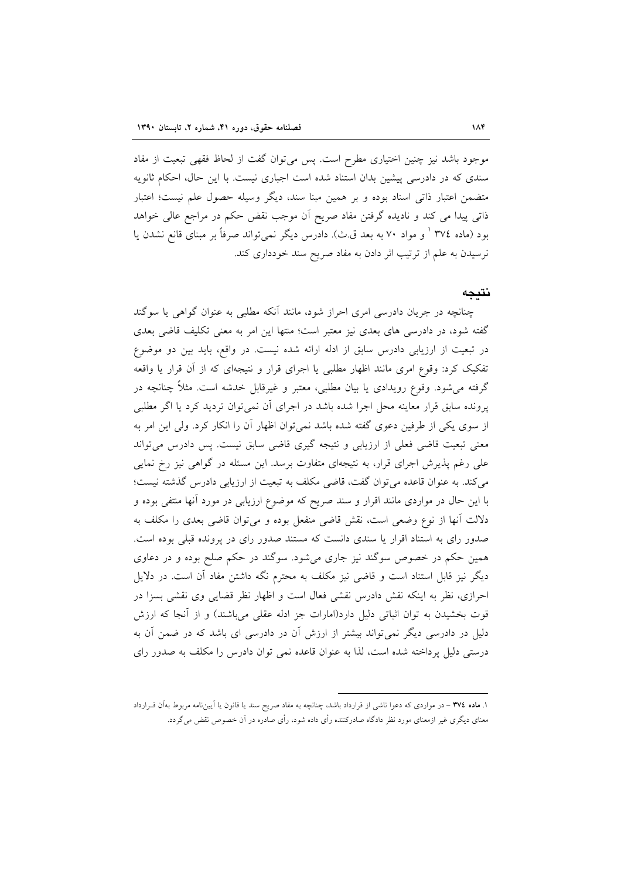موجود باشد نیز چنین اختیاری مطرح است. پس می‌توان گفت از لحاظ فقهی تبعیت از مفاد سندی که در دادرسی پیشین بدان استناد شده است اجباری نیست. با این حال، احکام ثانویه متضمن اعتبار ذاتی اسناد بوده و بر همین مبنا سند، دیگر وسیله حصول علم نیست؛ اعتبار ذاتی پیدا می کند و نادیده گرفتن مفاد صریح آن موجب نقض حکم در مراجع عالی خواهد بود (ماده ۳۷٤ [1] و مواد ۷۰ به بعد ق.ث). دادرس دیگر نمی‌تواند صرفاً بر مبنای قانع نشدن یا نرسیدن به علم از ترتیب اثر دادن به مفاد صریح سند خودداری کند.

## نتیجه

چنانچه در جریان دادرسی امری احراز شود، مانند آنکه مطلبی به عنوان گواهی یا سوگند گفته شود، در دادرسی های بعدی نیز معتبر است؛ منتها این امر به معنی تکلیف قاضی بعدی در تبعیت از ارزیابی دادرس سابق از ادله ارائه شده نیست. در واقع، باید بین دو موضوع تفکیک کرد: وقوع امری مانند اظهار مطلبی یا اجرای قرار و نتیجه‌ای که از آن قرار یا واقعه گرفته می‌شود. وقوع رویدادی یا بیان مطلبی، معتبر و غیرقابل خدشه است. مثلاً چنانچه در پرونده سابق قرار معاینه محل اجرا شده باشد در اجرای آن نمی‌توان تردید کرد یا اگر مطلبی از سوی یکی از طرفین دعوی گفته شده باشد نمی‌توان اظهار آن را انکار کرد. ولی این امر به معنی تبعیت قاضی فعلی از ارزیابی و نتیجه گیری قاضی سابق نیست. پس دادرس می‌تواند علی رغم پذیرش اجرای قرار، به نتیجه‌ای متفاوت برسد. این مسئله در گواهی نیز رخ نمایی می‌کند. به عنوان قاعده می‌توان گفت، قاضی مکلف به تبعیت از ارزیابی دادرس گذشته نیست؛ با این حال در مواردی مانند اقرار و سند صریح که موضوع ارزیابی در مورد آنها منتفی بوده و دلالت آنها از نوع وضعی است، نقش قاضی منفعل بوده و می‌توان قاضی بعدی را مکلف به صدور رای به استناد اقرار یا سندی دانست که مستند صدور رای در پرونده قبلی بوده است. همین حکم در خصوص سوگند نیز جاری می‌شود. سوگند در حکم صلح بوده و در دعاوی دیگر نیز قابل استناد است و قاضی نیز مکلف به محترم نگه داشتن مفاد آن است. در دلایل احرازی، نظر به اینکه نقش دادرس نقشی فعال است و اظهار نظر قضایی وی نقشی بسزا در قوت بخشیدن به توان اثباتی دلیل دارد(امارات جز ادله عقلی می‌باشند) و از آنجا که ارزش دلیل در دادرسی دیگر نمی‌تواند بیشتر از ارزش آن در دادرسی ای باشد که در ضمن آن به درستی دلیل پرداخته شده است، لذا به عنوان قاعده نمی توان دادرس را مکلف به صدور رای

---

[1] **ماده ۳۷٤** – در مواردی که دعوا ناشی از قرارداد باشد، چنانچه به مفاد صریح سند یا قانون یا آیین‌نامه مربوط به‌آن قـرارداد معنای دیگری غیر ازمعنای مورد نظر دادگاه صادرکننده رأی داده شود، رأی صادره در آن خصوص نقض می‌گردد.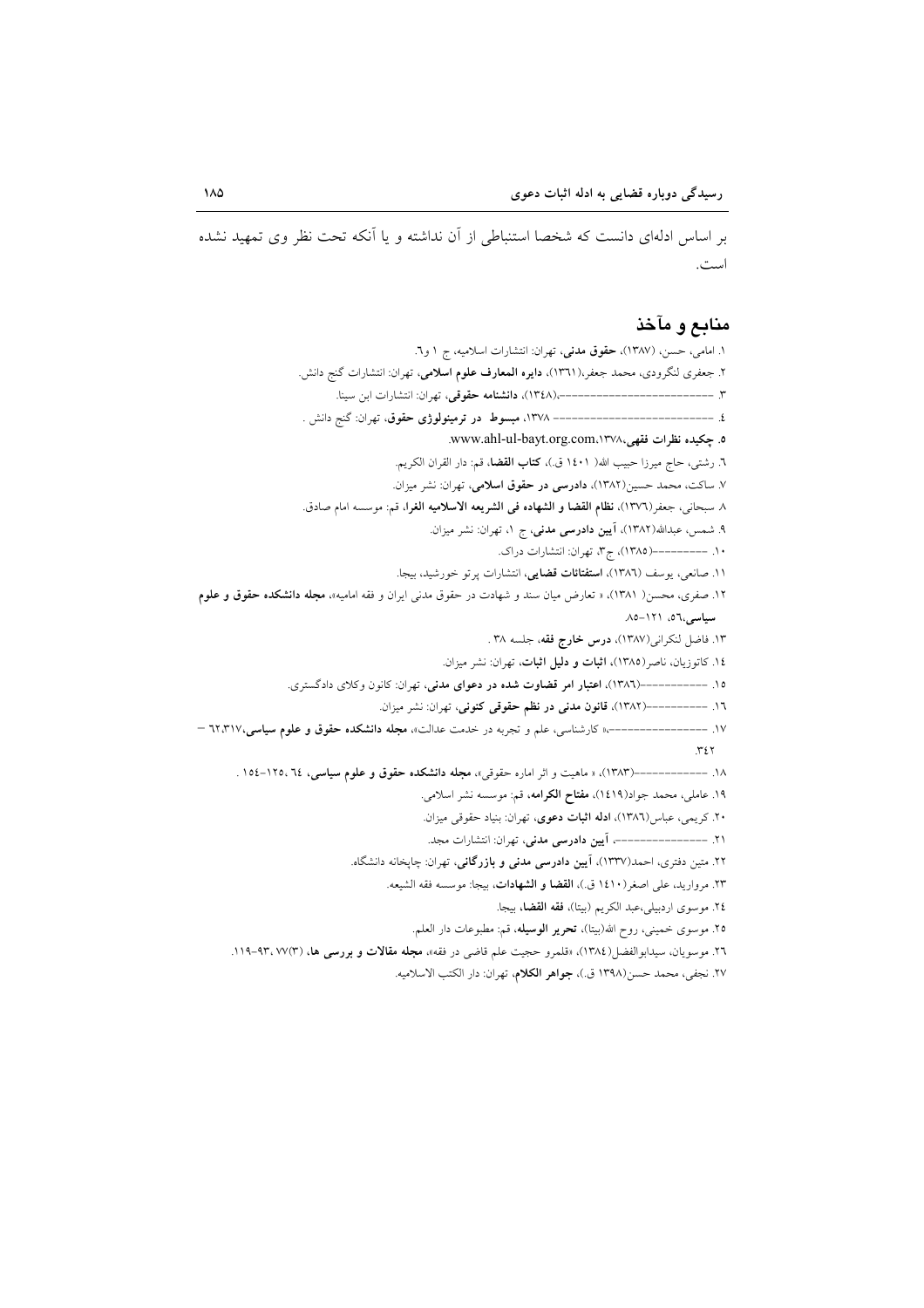بر اساس ادله‌ای دانست که شخصا استنباطی از آن نداشته و یا آنکه تحت نظر وی تمهید نشده است.

## منابع و مآخذ

۱. امامی، حسن، (۱۳۸۷)، **حقوق مدنی**، تهران: انتشارات اسلامیه، ج ۱ و۶.
۲. جعفری لنگرودی، محمد جعفر،(۱۳۶۱)، **دایره المعارف علوم اسلامی**، تهران: انتشارات گنج دانش.
۳. ---------------------------،(۱۳۴۸)، **دانشنامه حقوقی**، تهران: انتشارات ابن سینا.
۴. --------------------------- ۱۳۷۸، **مبسوط در ترمینولوژی حقوق**، تهران: گنج دانش .
۵. **چکیده نظرات فقهی**،www.ahl-ul-bayt.org.com،۱۳۷۸.
۶. رشتی، حاج میرزا حبیب الله( ۱۴۰۱ ق.)، **کتاب القضا**، قم: دار القران الکریم.
۷. ساکت، محمد حسین(۱۳۸۲)، **دادرسی در حقوق اسلامی**، تهران: نشر میزان.
۸. سبحانی، جعفر(۱۳۷۶)، **نظام القضا و الشهاده فی الشریعه الاسلامیه الغرا**، قم: موسسه امام صادق.
۹. شمس، عبدالله(۱۳۸۲)، **آیین دادرسی مدنی**، ج ۱، تهران: نشر میزان.
۱۰. ---------(۱۳۸۵)، ج۳، تهران: انتشارات دراک.
۱۱. صانعی، یوسف (۱۳۸۶)، **استفتائات قضایی**، انتشارات پرتو خورشید، بیجا.
۱۲. صفری، محسن( ۱۳۸۱)، « تعارض میان سند و شهادت در حقوق مدنی ایران و فقه امامیه»، **مجله دانشکده حقوق و علوم سیاسی**،۵۶، ۱۲۱-۸۵.
۱۳. فاضل لنکرانی(۱۳۸۷)، **درس خارج فقه**، جلسه ۳۸ .
۱۴. کاتوزیان، ناصر(۱۳۸۵)، **اثبات و دلیل اثبات**، تهران: نشر میزان.
۱۵. -----------(۱۳۸۶)، **اعتبار امر قضاوت شده در دعوای مدنی**، تهران: کانون وکلای دادگستری.
۱۶. -----------(۱۳۸۲)، **قانون مدنی در نظم حقوقی کنونی**، تهران: نشر میزان.
۱۷. ----------------، « کارشناسی، علم و تجربه در خدمت عدالت»، **مجله دانشکده حقوق و علوم سیاسی**،۶۲،۳۱۷ - ۳۴۲.
۱۸. -------------(۱۳۸۳)، « ماهیت و اثر اماره حقوقی»، **مجله دانشکده حقوق و علوم سیاسی**، ۶۴، ۱۲۵-۱۵۴ .
۱۹. عاملی، محمد جواد(۱۴۱۹)، **مفتاح الکرامه**، قم: موسسه نشر اسلامی.
۲۰. کریمی، عباس(۱۳۸۶)، **ادله اثبات دعوی**، تهران: بنیاد حقوقی میزان.
۲۱. ----------------، **آیین دادرسی مدنی**، تهران: انتشارات مجد.
۲۲. متین دفتری، احمد(۱۳۳۷)، **آیین دادرسی مدنی و بازرگانی**، تهران: چاپخانه دانشگاه.
۲۳. مروارید، علی اصغر(۱۴۱۰ ق.)، **القضا و الشهادات**، بیجا: موسسه فقه الشیعه.
۲۴. موسوی اردبیلی،عبد الکریم (بیتا)، **فقه القضا**، بیجا.
۲۵. موسوی خمینی، روح الله(بیتا)، **تحریر الوسیله**، قم: مطبوعات دار العلم.
۲۶. موسویان، سیدابوالفضل(۱۳۸۴)، «قلمرو حجیت علم قاضی در فقه»، **مجله مقالات و بررسی ها**، (۳)۷۷، ۹۳-۱۱۹.
۲۷. نجفی، محمد حسن(۱۳۹۸ ق.)، **جواهر الکلام**، تهران: دار الکتب الاسلامیه.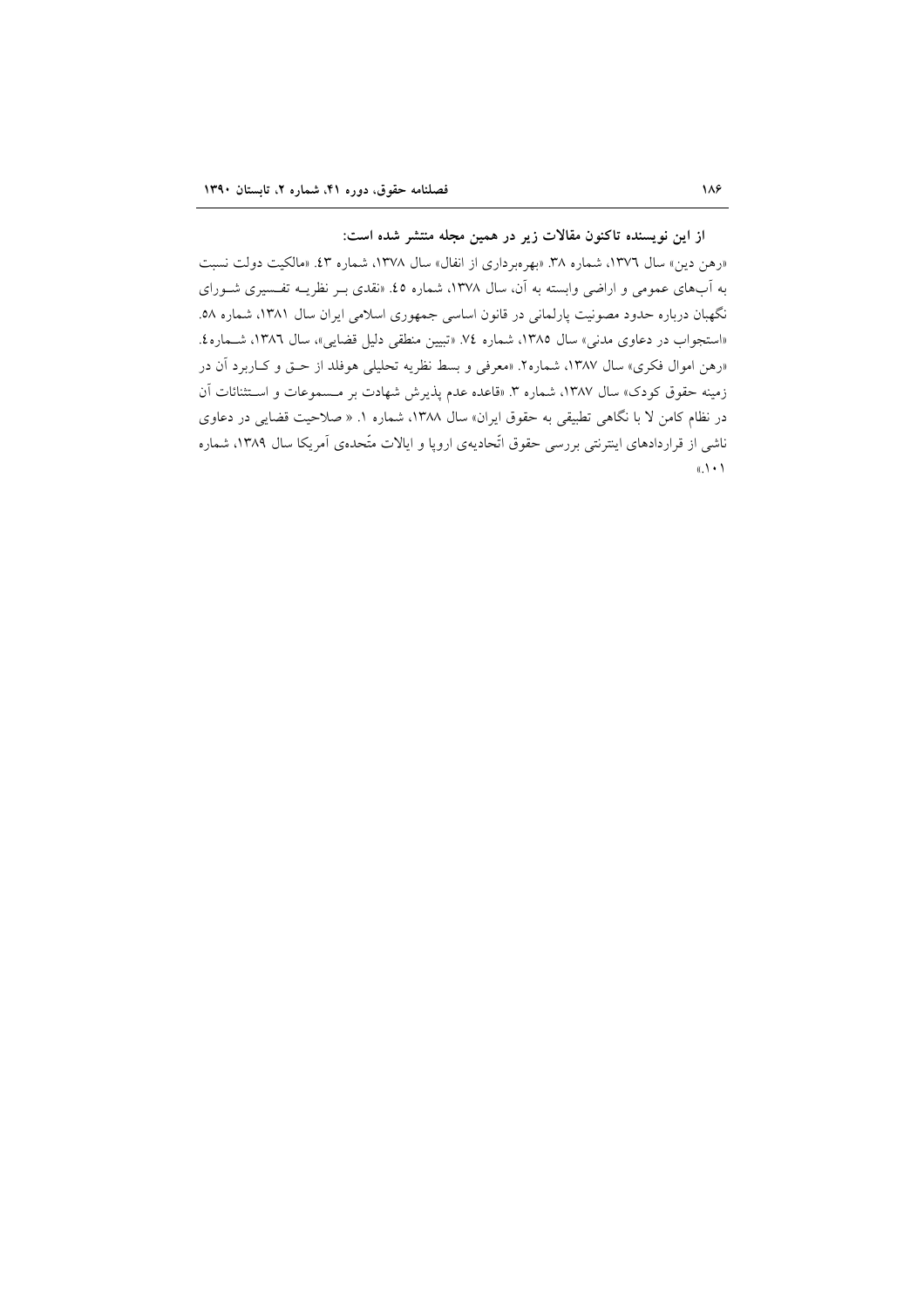**از این نویسنده تاکنون مقالات زیر در همین مجله منتشر شده است:**

«رهن دین» سال ۱۳۷۶، شماره ۳۸. «بهره‌برداری از انفال» سال ۱۳۷۸، شماره ۴۳. «مالکیت دولت نسبت به آب‌های عمومی و اراضی وابسته به آن، سال ۱۳۷۸، شماره ٤٥. «نقدی بر نظریه تفسیری شورای نگهبان درباره حدود مصونیت پارلمانی در قانون اساسی جمهوری اسلامی ایران سال ۱۳۸۱، شماره ۵۸. «استجواب در دعاوی مدنی» سال ۱۳۸۵، شماره ٧٤. «تبیین منطقی دلیل قضایی»، سال ۱۳۸٦، شماره٤. «رهن اموال فکری» سال ۱۳۸۷، شماره۲. «معرفی و بسط نظریه تحلیلی هوفلد از حق و کاربرد آن در زمینه حقوق کودک» سال ۱۳۸۷، شماره ۳. «قاعده عدم پذیرش شهادت بر مسموعات و استثنائات آن در نظام کامن لا با نگاهی تطبیقی به حقوق ایران» سال ۱۳۸۸، شماره ۱. « صلاحیت قضایی در دعاوی ناشی از قراردادهای اینترنتی بررسی حقوق اتّحادیه‌ی اروپا و ایالات متّحده‌ی آمریکا سال ۱۳۸۹، شماره ۱۰۱».